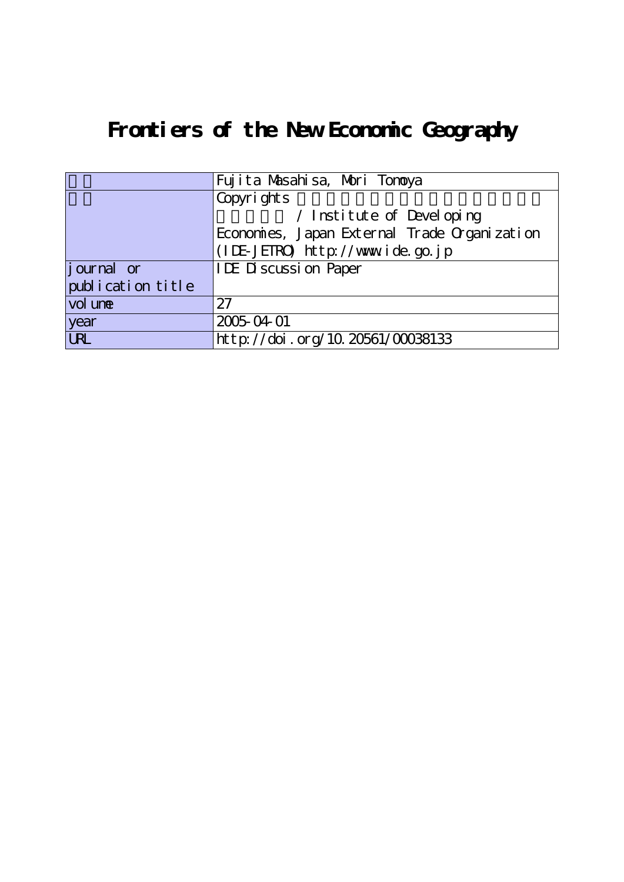# Frontiers of the New Economic Geography

| | |
|---|---|
| 著者 | Fujita Masahisa, Mori Tomoya |
| 権利 | Copyrights 日本貿易振興機構（ジェトロ）アジア経済研究所 / Institute of Developing Economies, Japan External Trade Organization (IDE-JETRO) http://www.ide.go.jp |
| journal or publication title | IDE Discussion Paper |
| volume | 27 |
| year | 2005-04-01 |
| URL | http://doi.org/10.20561/00038133 |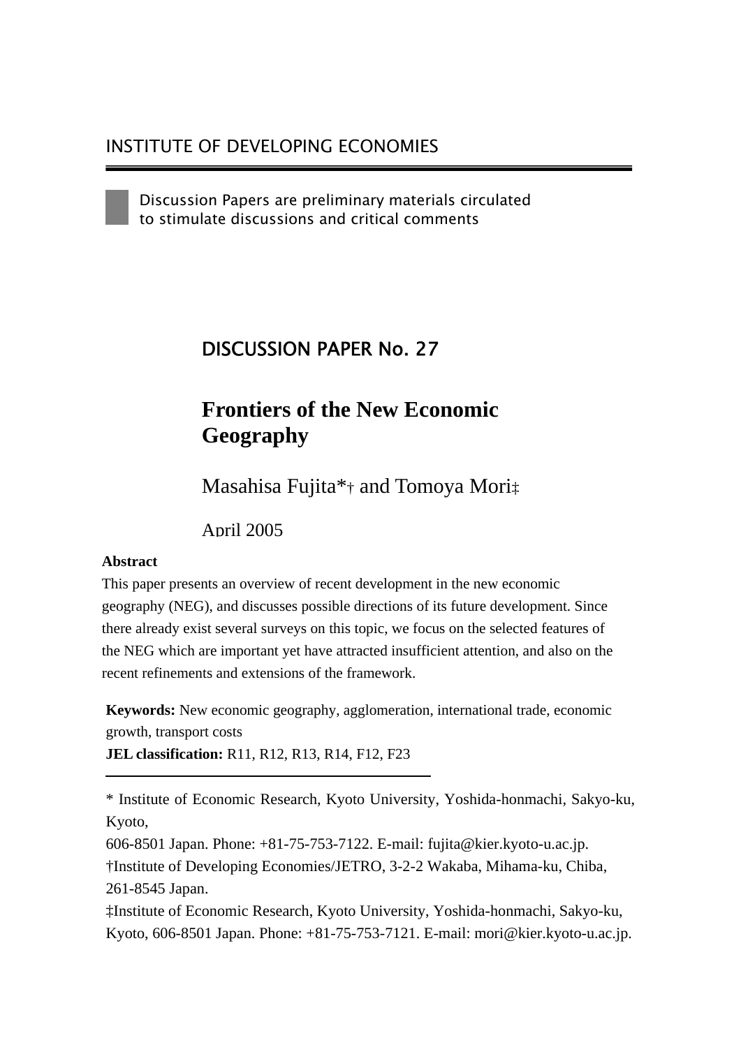INSTITUTE OF DEVELOPING ECONOMIES

Discussion Papers are preliminary materials circulated to stimulate discussions and critical comments

## DISCUSSION PAPER No. 27

# Frontiers of the New Economic Geography

Masahisa Fujita*† and Tomoya Mori‡

April 2005

**Abstract**

This paper presents an overview of recent development in the new economic geography (NEG), and discusses possible directions of its future development. Since there already exist several surveys on this topic, we focus on the selected features of the NEG which are important yet have attracted insufficient attention, and also on the recent refinements and extensions of the framework.

**Keywords:** New economic geography, agglomeration, international trade, economic growth, transport costs

**JEL classification:** R11, R12, R13, R14, F12, F23

---

* Institute of Economic Research, Kyoto University, Yoshida-honmachi, Sakyo-ku, Kyoto,
606-8501 Japan. Phone: +81-75-753-7122. E-mail: fujita@kier.kyoto-u.ac.jp.

†Institute of Developing Economies/JETRO, 3-2-2 Wakaba, Mihama-ku, Chiba, 261-8545 Japan.

‡Institute of Economic Research, Kyoto University, Yoshida-honmachi, Sakyo-ku, Kyoto, 606-8501 Japan. Phone: +81-75-753-7121. E-mail: mori@kier.kyoto-u.ac.jp.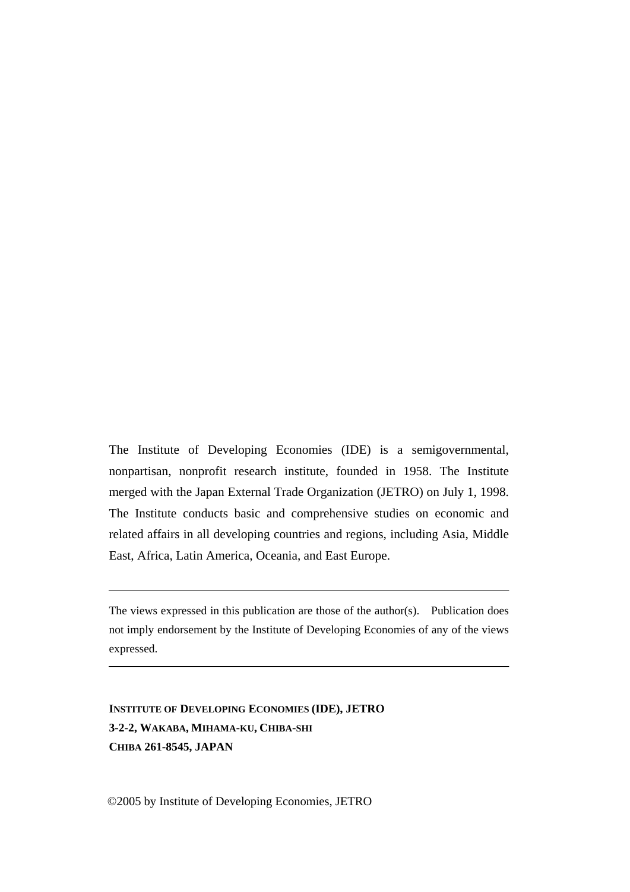The Institute of Developing Economies (IDE) is a semigovernmental, nonpartisan, nonprofit research institute, founded in 1958. The Institute merged with the Japan External Trade Organization (JETRO) on July 1, 1998. The Institute conducts basic and comprehensive studies on economic and related affairs in all developing countries and regions, including Asia, Middle East, Africa, Latin America, Oceania, and East Europe.

---

The views expressed in this publication are those of the author(s). Publication does not imply endorsement by the Institute of Developing Economies of any of the views expressed.

---

**INSTITUTE OF DEVELOPING ECONOMIES (IDE), JETRO**
**3-2-2, WAKABA, MIHAMA-KU, CHIBA-SHI**
**CHIBA 261-8545, JAPAN**

©2005 by Institute of Developing Economies, JETRO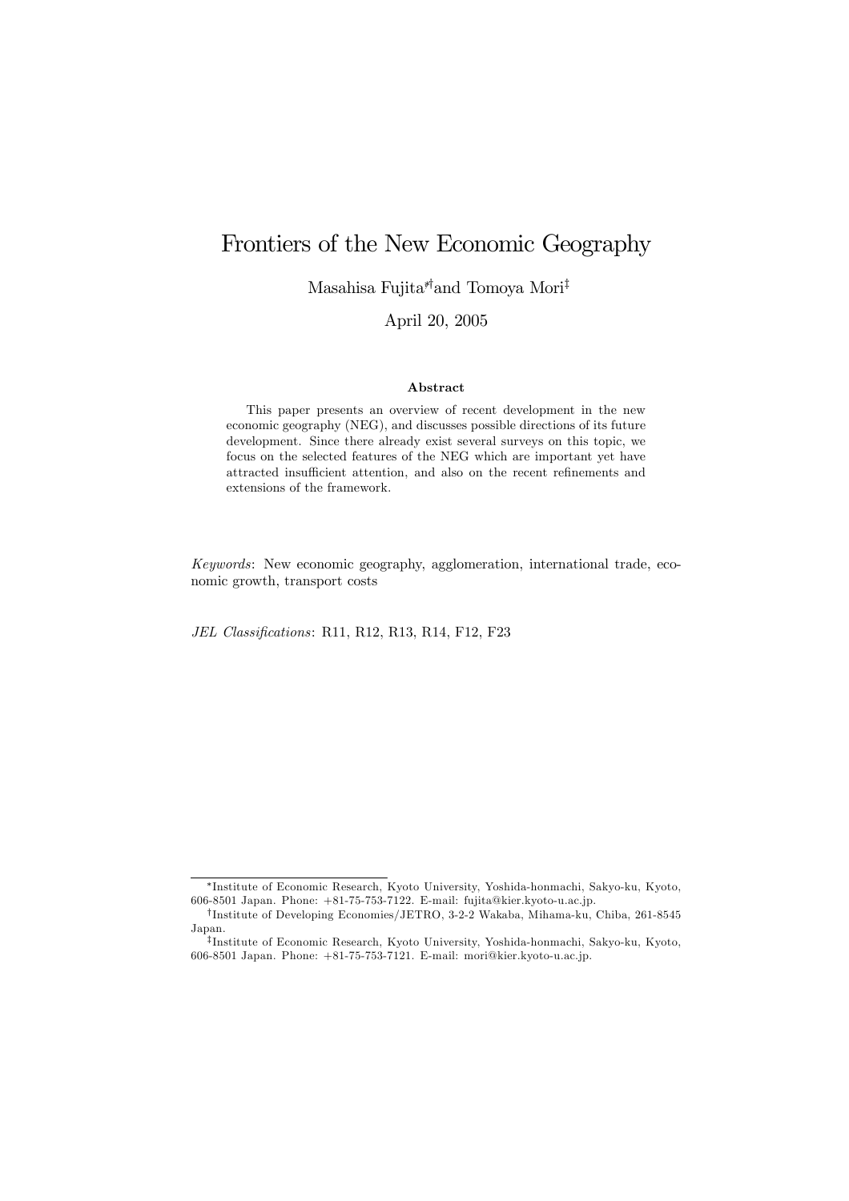# Frontiers of the New Economic Geography

Masahisa Fujita[*†] and Tomoya Mori[‡]

April 20, 2005

**Abstract**

This paper presents an overview of recent development in the new economic geography (NEG), and discusses possible directions of its future development. Since there already exist several surveys on this topic, we focus on the selected features of the NEG which are important yet have attracted insufficient attention, and also on the recent refinements and extensions of the framework.

*Keywords*: New economic geography, agglomeration, international trade, economic growth, transport costs

*JEL Classifications*: R11, R12, R13, R14, F12, F23

---

[*] Institute of Economic Research, Kyoto University, Yoshida-honmachi, Sakyo-ku, Kyoto, 606-8501 Japan. Phone: +81-75-753-7122. E-mail: fujita@kier.kyoto-u.ac.jp.

[†] Institute of Developing Economies/JETRO, 3-2-2 Wakaba, Mihama-ku, Chiba, 261-8545 Japan.

[‡] Institute of Economic Research, Kyoto University, Yoshida-honmachi, Sakyo-ku, Kyoto, 606-8501 Japan. Phone: +81-75-753-7121. E-mail: mori@kier.kyoto-u.ac.jp.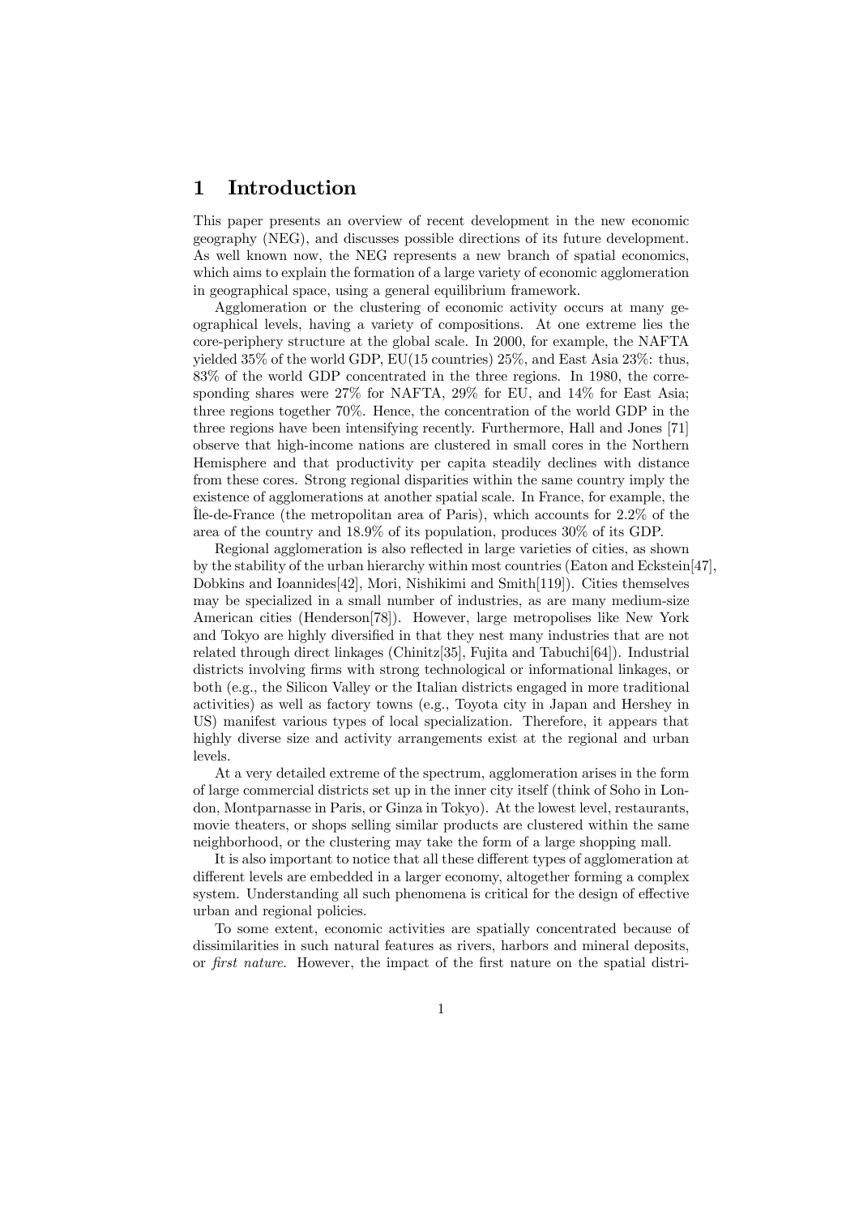# 1 Introduction

This paper presents an overview of recent development in the new economic geography (NEG), and discusses possible directions of its future development. As well known now, the NEG represents a new branch of spatial economics, which aims to explain the formation of a large variety of economic agglomeration in geographical space, using a general equilibrium framework.

Agglomeration or the clustering of economic activity occurs at many geographical levels, having a variety of compositions. At one extreme lies the core-periphery structure at the global scale. In 2000, for example, the NAFTA yielded 35% of the world GDP, EU(15 countries) 25%, and East Asia 23%: thus, 83% of the world GDP concentrated in the three regions. In 1980, the corresponding shares were 27% for NAFTA, 29% for EU, and 14% for East Asia; three regions together 70%. Hence, the concentration of the world GDP in the three regions have been intensifying recently. Furthermore, Hall and Jones [71] observe that high-income nations are clustered in small cores in the Northern Hemisphere and that productivity per capita steadily declines with distance from these cores. Strong regional disparities within the same country imply the existence of agglomerations at another spatial scale. In France, for example, the Île-de-France (the metropolitan area of Paris), which accounts for 2.2% of the area of the country and 18.9% of its population, produces 30% of its GDP.

Regional agglomeration is also reflected in large varieties of cities, as shown by the stability of the urban hierarchy within most countries (Eaton and Eckstein[47], Dobkins and Ioannides[42], Mori, Nishikimi and Smith[119]). Cities themselves may be specialized in a small number of industries, as are many medium-size American cities (Henderson[78]). However, large metropolises like New York and Tokyo are highly diversified in that they nest many industries that are not related through direct linkages (Chinitz[35], Fujita and Tabuchi[64]). Industrial districts involving firms with strong technological or informational linkages, or both (e.g., the Silicon Valley or the Italian districts engaged in more traditional activities) as well as factory towns (e.g., Toyota city in Japan and Hershey in US) manifest various types of local specialization. Therefore, it appears that highly diverse size and activity arrangements exist at the regional and urban levels.

At a very detailed extreme of the spectrum, agglomeration arises in the form of large commercial districts set up in the inner city itself (think of Soho in London, Montparnasse in Paris, or Ginza in Tokyo). At the lowest level, restaurants, movie theaters, or shops selling similar products are clustered within the same neighborhood, or the clustering may take the form of a large shopping mall.

It is also important to notice that all these different types of agglomeration at different levels are embedded in a larger economy, altogether forming a complex system. Understanding all such phenomena is critical for the design of effective urban and regional policies.

To some extent, economic activities are spatially concentrated because of dissimilarities in such natural features as rivers, harbors and mineral deposits, or *first nature*. However, the impact of the first nature on the spatial distri-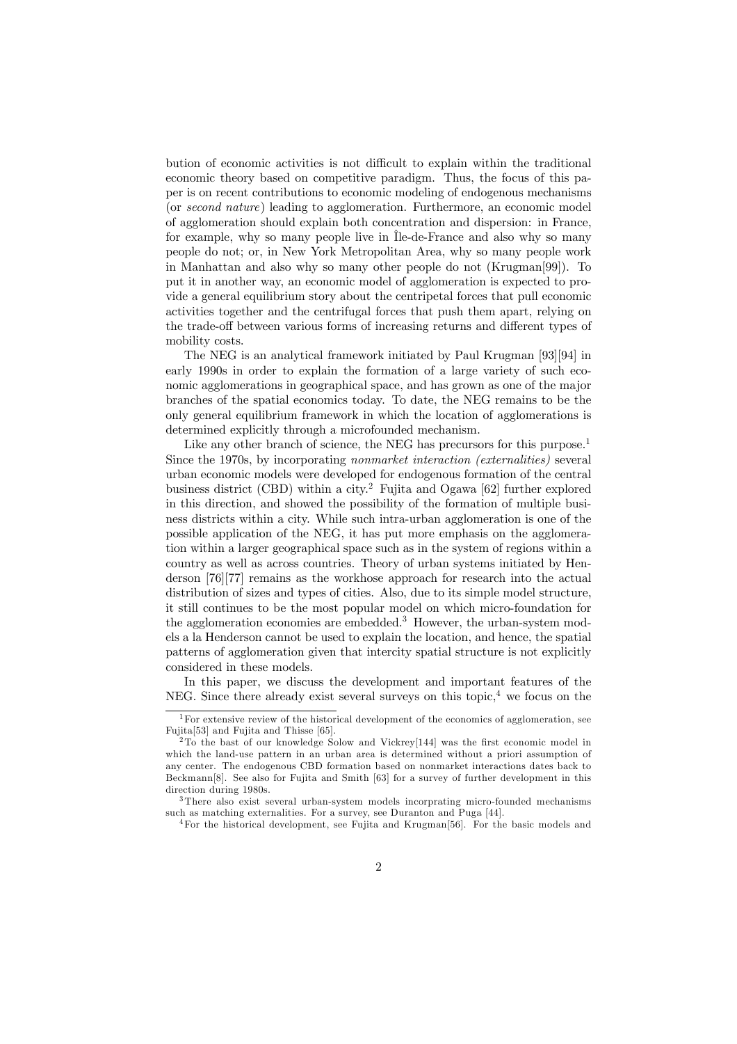bution of economic activities is not difficult to explain within the traditional economic theory based on competitive paradigm. Thus, the focus of this paper is on recent contributions to economic modeling of endogenous mechanisms (or *second nature*) leading to agglomeration. Furthermore, an economic model of agglomeration should explain both concentration and dispersion: in France, for example, why so many people live in Île-de-France and also why so many people do not; or, in New York Metropolitan Area, why so many people work in Manhattan and also why so many other people do not (Krugman[99]). To put it in another way, an economic model of agglomeration is expected to provide a general equilibrium story about the centripetal forces that pull economic activities together and the centrifugal forces that push them apart, relying on the trade-off between various forms of increasing returns and different types of mobility costs.

The NEG is an analytical framework initiated by Paul Krugman [93][94] in early 1990s in order to explain the formation of a large variety of such economic agglomerations in geographical space, and has grown as one of the major branches of the spatial economics today. To date, the NEG remains to be the only general equilibrium framework in which the location of agglomerations is determined explicitly through a microfounded mechanism.

Like any other branch of science, the NEG has precursors for this purpose.[1] Since the 1970s, by incorporating *nonmarket interaction (externalities)* several urban economic models were developed for endogenous formation of the central business district (CBD) within a city.[2] Fujita and Ogawa [62] further explored in this direction, and showed the possibility of the formation of multiple business districts within a city. While such intra-urban agglomeration is one of the possible application of the NEG, it has put more emphasis on the agglomeration within a larger geographical space such as in the system of regions within a country as well as across countries. Theory of urban systems initiated by Henderson [76][77] remains as the workhose approach for research into the actual distribution of sizes and types of cities. Also, due to its simple model structure, it still continues to be the most popular model on which micro-foundation for the agglomeration economies are embedded.[3] However, the urban-system models a la Henderson cannot be used to explain the location, and hence, the spatial patterns of agglomeration given that intercity spatial structure is not explicitly considered in these models.

In this paper, we discuss the development and important features of the NEG. Since there already exist several surveys on this topic,[4] we focus on the

---

[1] For extensive review of the historical development of the economics of agglomeration, see Fujita[53] and Fujita and Thisse [65].

[2] To the bast of our knowledge Solow and Vickrey[144] was the first economic model in which the land-use pattern in an urban area is determined without a priori assumption of any center. The endogenous CBD formation based on nonmarket interactions dates back to Beckmann[8]. See also for Fujita and Smith [63] for a survey of further development in this direction during 1980s.

[3] There also exist several urban-system models incorprating micro-founded mechanisms such as matching externalities. For a survey, see Duranton and Puga [44].

[4] For the historical development, see Fujita and Krugman[56]. For the basic models and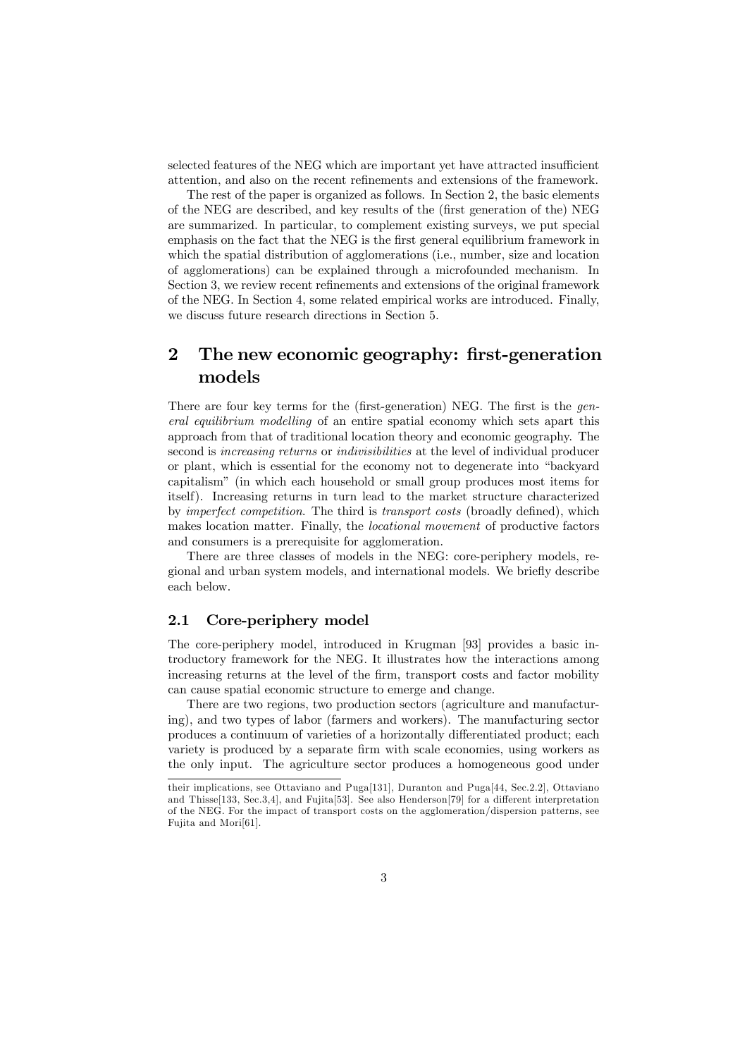selected features of the NEG which are important yet have attracted insufficient attention, and also on the recent refinements and extensions of the framework.

The rest of the paper is organized as follows. In Section 2, the basic elements of the NEG are described, and key results of the (first generation of the) NEG are summarized. In particular, to complement existing surveys, we put special emphasis on the fact that the NEG is the first general equilibrium framework in which the spatial distribution of agglomerations (i.e., number, size and location of agglomerations) can be explained through a microfounded mechanism. In Section 3, we review recent refinements and extensions of the original framework of the NEG. In Section 4, some related empirical works are introduced. Finally, we discuss future research directions in Section 5.

# 2 The new economic geography: first-generation models

There are four key terms for the (first-generation) NEG. The first is the *general equilibrium modelling* of an entire spatial economy which sets apart this approach from that of traditional location theory and economic geography. The second is *increasing returns* or *indivisibilities* at the level of individual producer or plant, which is essential for the economy not to degenerate into "backyard capitalism" (in which each household or small group produces most items for itself). Increasing returns in turn lead to the market structure characterized by *imperfect competition*. The third is *transport costs* (broadly defined), which makes location matter. Finally, the *locational movement* of productive factors and consumers is a prerequisite for agglomeration.

There are three classes of models in the NEG: core-periphery models, regional and urban system models, and international models. We briefly describe each below.

## 2.1 Core-periphery model

The core-periphery model, introduced in Krugman [93] provides a basic introductory framework for the NEG. It illustrates how the interactions among increasing returns at the level of the firm, transport costs and factor mobility can cause spatial economic structure to emerge and change.

There are two regions, two production sectors (agriculture and manufacturing), and two types of labor (farmers and workers). The manufacturing sector produces a continuum of varieties of a horizontally differentiated product; each variety is produced by a separate firm with scale economies, using workers as the only input. The agriculture sector produces a homogeneous good under

their implications, see Ottaviano and Puga[131], Duranton and Puga[44, Sec.2.2], Ottaviano and Thisse[133, Sec.3,4], and Fujita[53]. See also Henderson[79] for a different interpretation of the NEG. For the impact of transport costs on the agglomeration/dispersion patterns, see Fujita and Mori[61].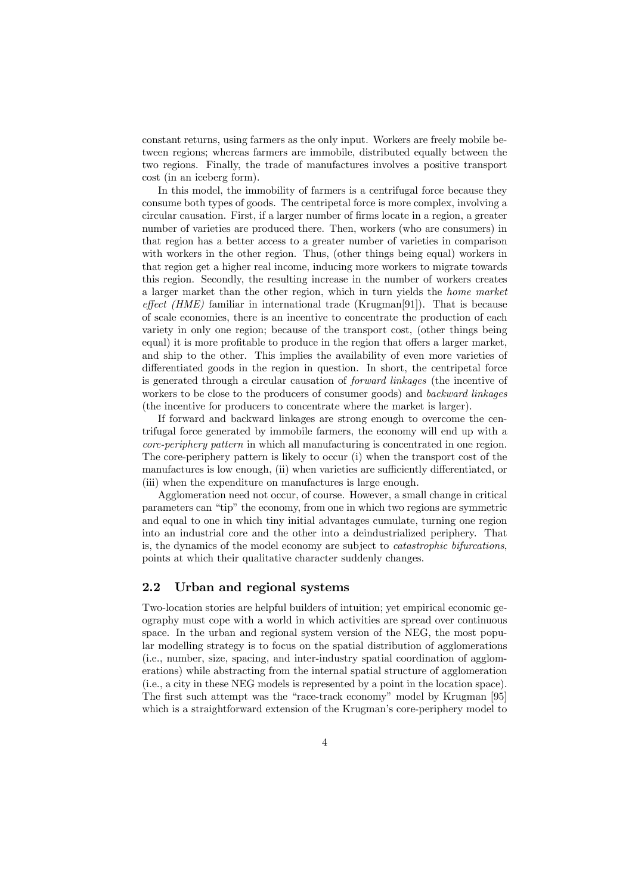constant returns, using farmers as the only input. Workers are freely mobile between regions; whereas farmers are immobile, distributed equally between the two regions. Finally, the trade of manufactures involves a positive transport cost (in an iceberg form).

In this model, the immobility of farmers is a centrifugal force because they consume both types of goods. The centripetal force is more complex, involving a circular causation. First, if a larger number of firms locate in a region, a greater number of varieties are produced there. Then, workers (who are consumers) in that region has a better access to a greater number of varieties in comparison with workers in the other region. Thus, (other things being equal) workers in that region get a higher real income, inducing more workers to migrate towards this region. Secondly, the resulting increase in the number of workers creates a larger market than the other region, which in turn yields the *home market effect (HME)* familiar in international trade (Krugman[91]). That is because of scale economies, there is an incentive to concentrate the production of each variety in only one region; because of the transport cost, (other things being equal) it is more profitable to produce in the region that offers a larger market, and ship to the other. This implies the availability of even more varieties of differentiated goods in the region in question. In short, the centripetal force is generated through a circular causation of *forward linkages* (the incentive of workers to be close to the producers of consumer goods) and *backward linkages* (the incentive for producers to concentrate where the market is larger).

If forward and backward linkages are strong enough to overcome the centrifugal force generated by immobile farmers, the economy will end up with a *core-periphery pattern* in which all manufacturing is concentrated in one region. The core-periphery pattern is likely to occur (i) when the transport cost of the manufactures is low enough, (ii) when varieties are sufficiently differentiated, or (iii) when the expenditure on manufactures is large enough.

Agglomeration need not occur, of course. However, a small change in critical parameters can "tip" the economy, from one in which two regions are symmetric and equal to one in which tiny initial advantages cumulate, turning one region into an industrial core and the other into a deindustrialized periphery. That is, the dynamics of the model economy are subject to *catastrophic bifurcations*, points at which their qualitative character suddenly changes.

## 2.2 Urban and regional systems

Two-location stories are helpful builders of intuition; yet empirical economic geography must cope with a world in which activities are spread over continuous space. In the urban and regional system version of the NEG, the most popular modelling strategy is to focus on the spatial distribution of agglomerations (i.e., number, size, spacing, and inter-industry spatial coordination of agglomerations) while abstracting from the internal spatial structure of agglomeration (i.e., a city in these NEG models is represented by a point in the location space). The first such attempt was the "race-track economy" model by Krugman [95] which is a straightforward extension of the Krugman's core-periphery model to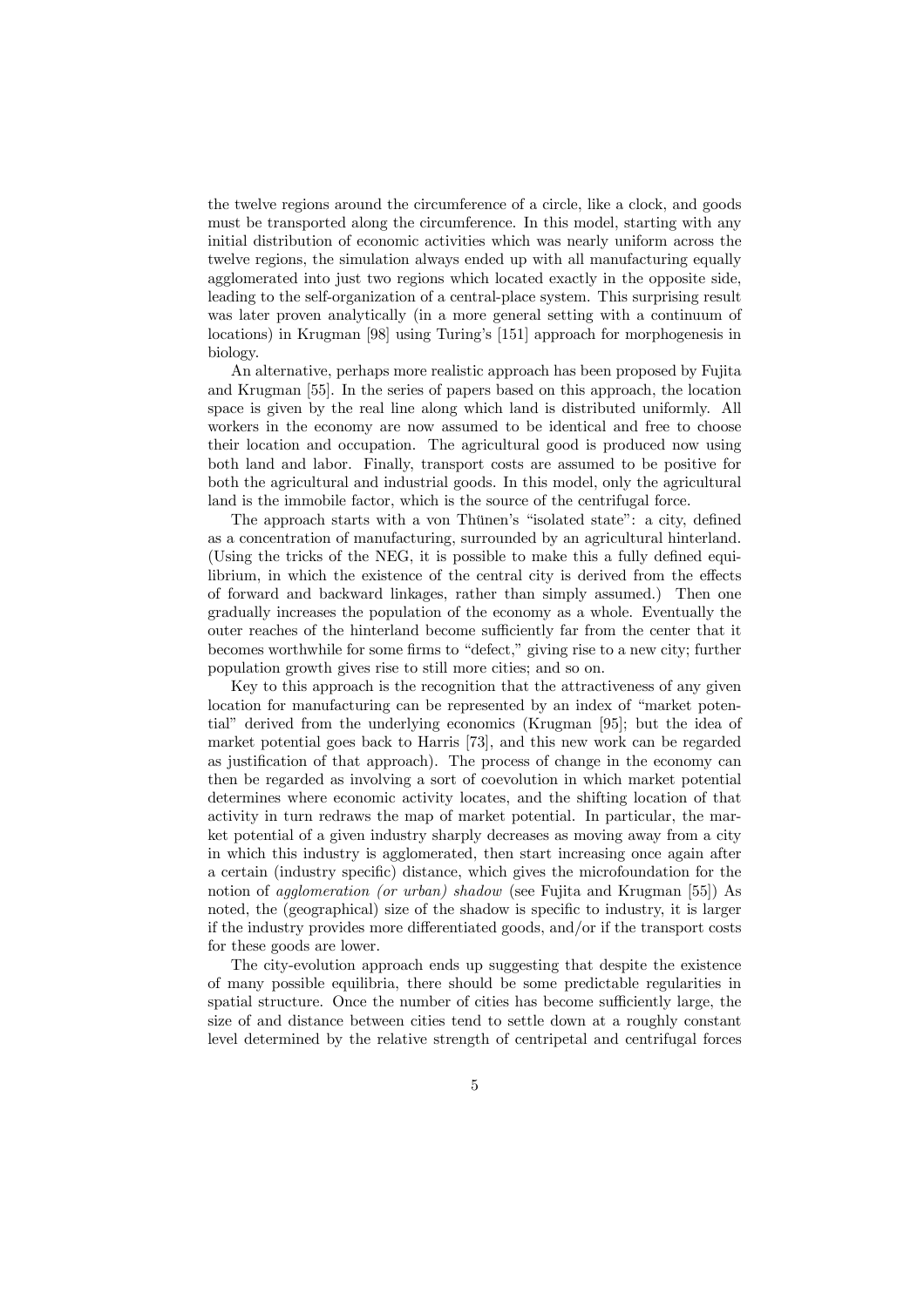the twelve regions around the circumference of a circle, like a clock, and goods must be transported along the circumference. In this model, starting with any initial distribution of economic activities which was nearly uniform across the twelve regions, the simulation always ended up with all manufacturing equally agglomerated into just two regions which located exactly in the opposite side, leading to the self-organization of a central-place system. This surprising result was later proven analytically (in a more general setting with a continuum of locations) in Krugman [98] using Turing's [151] approach for morphogenesis in biology.

An alternative, perhaps more realistic approach has been proposed by Fujita and Krugman [55]. In the series of papers based on this approach, the location space is given by the real line along which land is distributed uniformly. All workers in the economy are now assumed to be identical and free to choose their location and occupation. The agricultural good is produced now using both land and labor. Finally, transport costs are assumed to be positive for both the agricultural and industrial goods. In this model, only the agricultural land is the immobile factor, which is the source of the centrifugal force.

The approach starts with a von Thünen's "isolated state": a city, defined as a concentration of manufacturing, surrounded by an agricultural hinterland. (Using the tricks of the NEG, it is possible to make this a fully defined equilibrium, in which the existence of the central city is derived from the effects of forward and backward linkages, rather than simply assumed.) Then one gradually increases the population of the economy as a whole. Eventually the outer reaches of the hinterland become sufficiently far from the center that it becomes worthwhile for some firms to "defect," giving rise to a new city; further population growth gives rise to still more cities; and so on.

Key to this approach is the recognition that the attractiveness of any given location for manufacturing can be represented by an index of "market potential" derived from the underlying economics (Krugman [95]; but the idea of market potential goes back to Harris [73], and this new work can be regarded as justification of that approach). The process of change in the economy can then be regarded as involving a sort of coevolution in which market potential determines where economic activity locates, and the shifting location of that activity in turn redraws the map of market potential. In particular, the market potential of a given industry sharply decreases as moving away from a city in which this industry is agglomerated, then start increasing once again after a certain (industry specific) distance, which gives the microfoundation for the notion of *agglomeration (or urban) shadow* (see Fujita and Krugman [55]) As noted, the (geographical) size of the shadow is specific to industry, it is larger if the industry provides more differentiated goods, and/or if the transport costs for these goods are lower.

The city-evolution approach ends up suggesting that despite the existence of many possible equilibria, there should be some predictable regularities in spatial structure. Once the number of cities has become sufficiently large, the size of and distance between cities tend to settle down at a roughly constant level determined by the relative strength of centripetal and centrifugal forces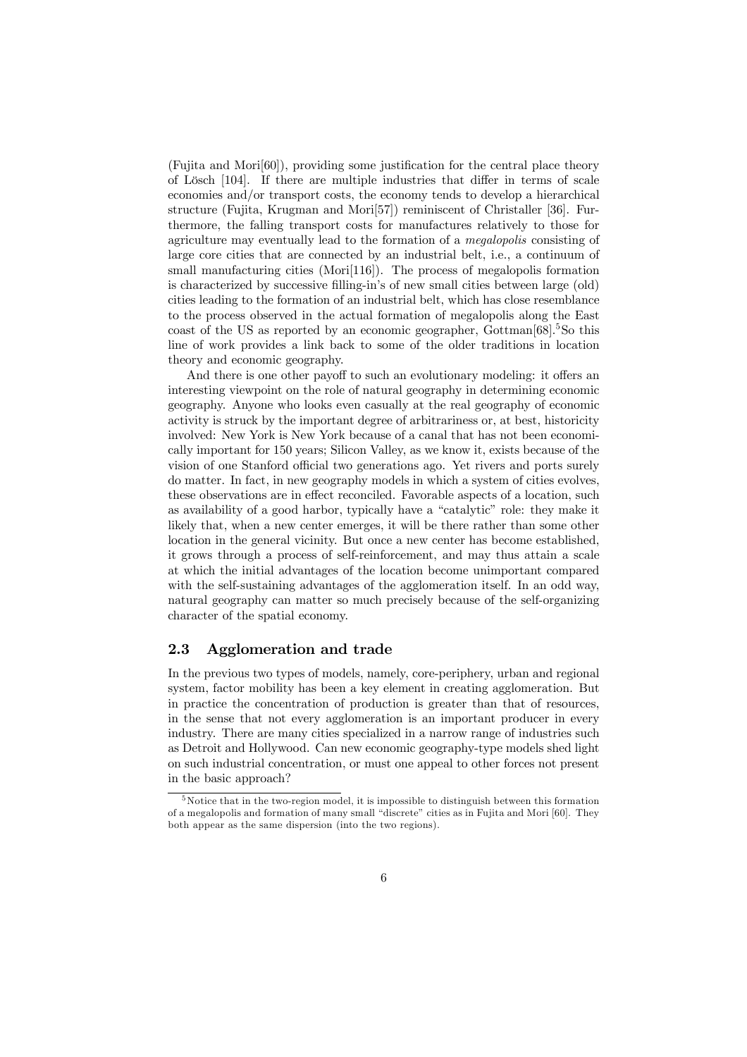(Fujita and Mori[60]), providing some justification for the central place theory of Lösch [104]. If there are multiple industries that differ in terms of scale economies and/or transport costs, the economy tends to develop a hierarchical structure (Fujita, Krugman and Mori[57]) reminiscent of Christaller [36]. Furthermore, the falling transport costs for manufactures relatively to those for agriculture may eventually lead to the formation of a *megalopolis* consisting of large core cities that are connected by an industrial belt, i.e., a continuum of small manufacturing cities (Mori[116]). The process of megalopolis formation is characterized by successive filling-in's of new small cities between large (old) cities leading to the formation of an industrial belt, which has close resemblance to the process observed in the actual formation of megalopolis along the East coast of the US as reported by an economic geographer, Gottman[68].[5] So this line of work provides a link back to some of the older traditions in location theory and economic geography.

And there is one other payoff to such an evolutionary modeling: it offers an interesting viewpoint on the role of natural geography in determining economic geography. Anyone who looks even casually at the real geography of economic activity is struck by the important degree of arbitrariness or, at best, historicity involved: New York is New York because of a canal that has not been economically important for 150 years; Silicon Valley, as we know it, exists because of the vision of one Stanford official two generations ago. Yet rivers and ports surely do matter. In fact, in new geography models in which a system of cities evolves, these observations are in effect reconciled. Favorable aspects of a location, such as availability of a good harbor, typically have a "catalytic" role: they make it likely that, when a new center emerges, it will be there rather than some other location in the general vicinity. But once a new center has become established, it grows through a process of self-reinforcement, and may thus attain a scale at which the initial advantages of the location become unimportant compared with the self-sustaining advantages of the agglomeration itself. In an odd way, natural geography can matter so much precisely because of the self-organizing character of the spatial economy.

## 2.3 Agglomeration and trade

In the previous two types of models, namely, core-periphery, urban and regional system, factor mobility has been a key element in creating agglomeration. But in practice the concentration of production is greater than that of resources, in the sense that not every agglomeration is an important producer in every industry. There are many cities specialized in a narrow range of industries such as Detroit and Hollywood. Can new economic geography-type models shed light on such industrial concentration, or must one appeal to other forces not present in the basic approach?

[5] Notice that in the two-region model, it is impossible to distinguish between this formation of a megalopolis and formation of many small "discrete" cities as in Fujita and Mori [60]. They both appear as the same dispersion (into the two regions).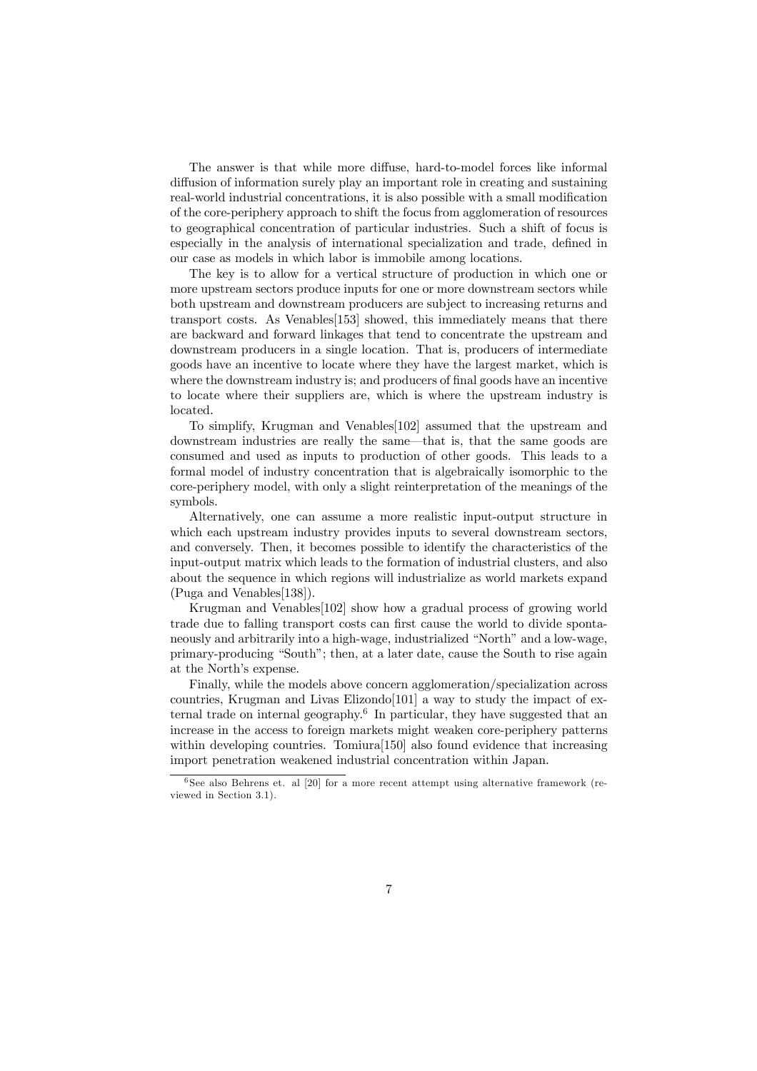The answer is that while more diffuse, hard-to-model forces like informal diffusion of information surely play an important role in creating and sustaining real-world industrial concentrations, it is also possible with a small modification of the core-periphery approach to shift the focus from agglomeration of resources to geographical concentration of particular industries. Such a shift of focus is especially in the analysis of international specialization and trade, defined in our case as models in which labor is immobile among locations.

The key is to allow for a vertical structure of production in which one or more upstream sectors produce inputs for one or more downstream sectors while both upstream and downstream producers are subject to increasing returns and transport costs. As Venables[153] showed, this immediately means that there are backward and forward linkages that tend to concentrate the upstream and downstream producers in a single location. That is, producers of intermediate goods have an incentive to locate where they have the largest market, which is where the downstream industry is; and producers of final goods have an incentive to locate where their suppliers are, which is where the upstream industry is located.

To simplify, Krugman and Venables[102] assumed that the upstream and downstream industries are really the same—that is, that the same goods are consumed and used as inputs to production of other goods. This leads to a formal model of industry concentration that is algebraically isomorphic to the core-periphery model, with only a slight reinterpretation of the meanings of the symbols.

Alternatively, one can assume a more realistic input-output structure in which each upstream industry provides inputs to several downstream sectors, and conversely. Then, it becomes possible to identify the characteristics of the input-output matrix which leads to the formation of industrial clusters, and also about the sequence in which regions will industrialize as world markets expand (Puga and Venables[138]).

Krugman and Venables[102] show how a gradual process of growing world trade due to falling transport costs can first cause the world to divide spontaneously and arbitrarily into a high-wage, industrialized "North" and a low-wage, primary-producing "South"; then, at a later date, cause the South to rise again at the North's expense.

Finally, while the models above concern agglomeration/specialization across countries, Krugman and Livas Elizondo[101] a way to study the impact of external trade on internal geography.[6] In particular, they have suggested that an increase in the access to foreign markets might weaken core-periphery patterns within developing countries. Tomiura[150] also found evidence that increasing import penetration weakened industrial concentration within Japan.

---

[6] See also Behrens et. al [20] for a more recent attempt using alternative framework (reviewed in Section 3.1).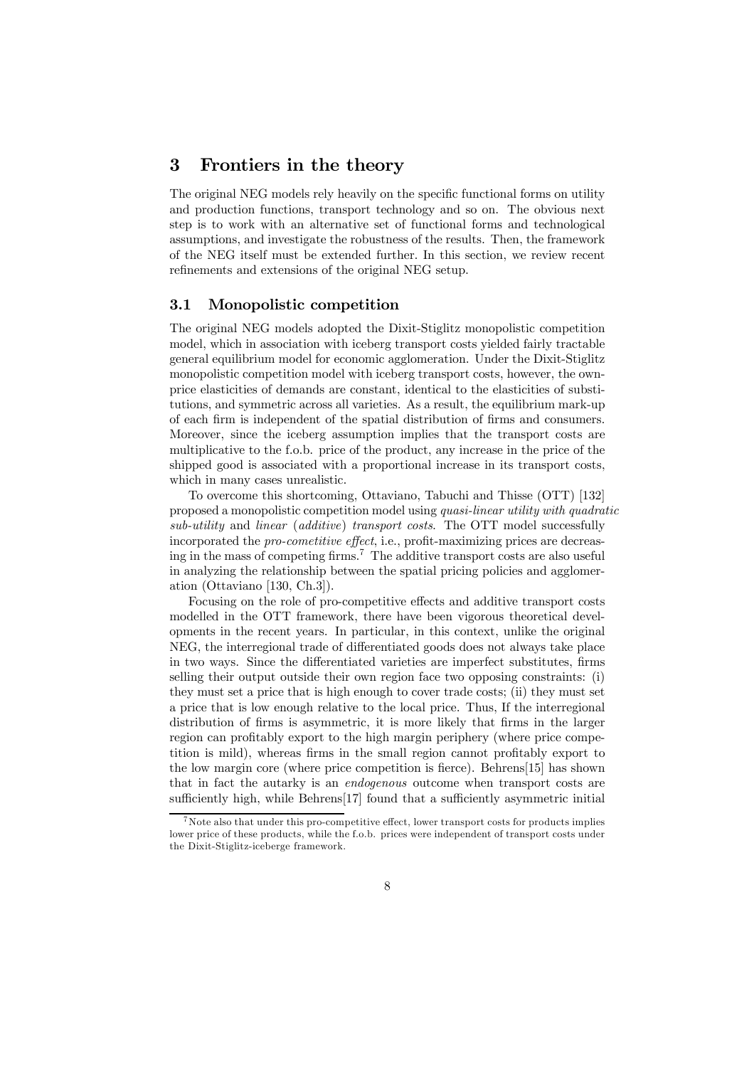# 3 Frontiers in the theory

The original NEG models rely heavily on the specific functional forms on utility and production functions, transport technology and so on. The obvious next step is to work with an alternative set of functional forms and technological assumptions, and investigate the robustness of the results. Then, the framework of the NEG itself must be extended further. In this section, we review recent refinements and extensions of the original NEG setup.

## 3.1 Monopolistic competition

The original NEG models adopted the Dixit-Stiglitz monopolistic competition model, which in association with iceberg transport costs yielded fairly tractable general equilibrium model for economic agglomeration. Under the Dixit-Stiglitz monopolistic competition model with iceberg transport costs, however, the own-price elasticities of demands are constant, identical to the elasticities of substitutions, and symmetric across all varieties. As a result, the equilibrium mark-up of each firm is independent of the spatial distribution of firms and consumers. Moreover, since the iceberg assumption implies that the transport costs are multiplicative to the f.o.b. price of the product, any increase in the price of the shipped good is associated with a proportional increase in its transport costs, which in many cases unrealistic.

To overcome this shortcoming, Ottaviano, Tabuchi and Thisse (OTT) [132] proposed a monopolistic competition model using *quasi-linear utility with quadratic sub-utility* and *linear* (*additive*) *transport costs*. The OTT model successfully incorporated the *pro-cometitive effect*, i.e., profit-maximizing prices are decreasing in the mass of competing firms.[7] The additive transport costs are also useful in analyzing the relationship between the spatial pricing policies and agglomeration (Ottaviano [130, Ch.3]).

Focusing on the role of pro-competitive effects and additive transport costs modelled in the OTT framework, there have been vigorous theoretical developments in the recent years. In particular, in this context, unlike the original NEG, the interregional trade of differentiated goods does not always take place in two ways. Since the differentiated varieties are imperfect substitutes, firms selling their output outside their own region face two opposing constraints: (i) they must set a price that is high enough to cover trade costs; (ii) they must set a price that is low enough relative to the local price. Thus, If the interregional distribution of firms is asymmetric, it is more likely that firms in the larger region can profitably export to the high margin periphery (where price competition is mild), whereas firms in the small region cannot profitably export to the low margin core (where price competition is fierce). Behrens[15] has shown that in fact the autarky is an *endogenous* outcome when transport costs are sufficiently high, while Behrens[17] found that a sufficiently asymmetric initial

[7] Note also that under this pro-competitive effect, lower transport costs for products implies lower price of these products, while the f.o.b. prices were independent of transport costs under the Dixit-Stiglitz-iceberge framework.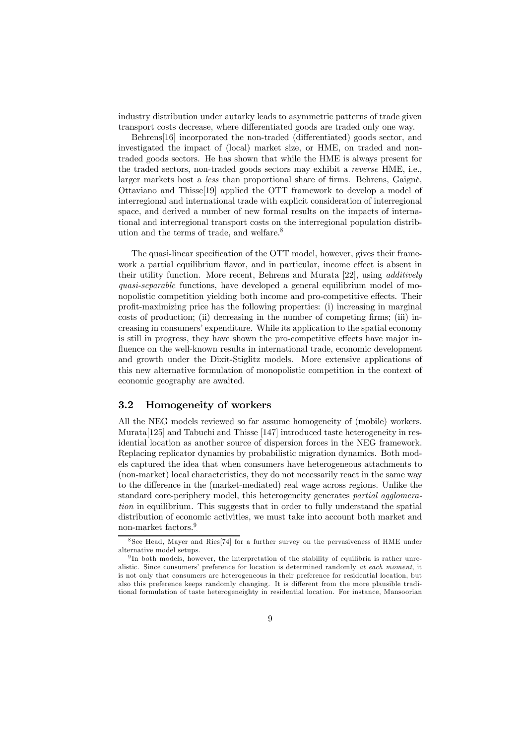industry distribution under autarky leads to asymmetric patterns of trade given transport costs decrease, where differentiated goods are traded only one way.

Behrens[16] incorporated the non-traded (differentiated) goods sector, and investigated the impact of (local) market size, or HME, on traded and non-traded goods sectors. He has shown that while the HME is always present for the traded sectors, non-traded goods sectors may exhibit a *reverse* HME, i.e., larger markets host a *less* than proportional share of firms. Behrens, Gaigné, Ottaviano and Thisse[19] applied the OTT framework to develop a model of interregional and international trade with explicit consideration of interregional space, and derived a number of new formal results on the impacts of international and interregional transport costs on the interregional population distribution and the terms of trade, and welfare.[8]

The quasi-linear specification of the OTT model, however, gives their framework a partial equilibrium flavor, and in particular, income effect is absent in their utility function. More recent, Behrens and Murata [22], using *additively quasi-separable* functions, have developed a general equilibrium model of monopolistic competition yielding both income and pro-competitive effects. Their profit-maximizing price has the following properties: (i) increasing in marginal costs of production; (ii) decreasing in the number of competing firms; (iii) increasing in consumers' expenditure. While its application to the spatial economy is still in progress, they have shown the pro-competitive effects have major influence on the well-known results in international trade, economic development and growth under the Dixit-Stiglitz models. More extensive applications of this new alternative formulation of monopolistic competition in the context of economic geography are awaited.

## 3.2 Homogeneity of workers

All the NEG models reviewed so far assume homogeneity of (mobile) workers. Murata[125] and Tabuchi and Thisse [147] introduced taste heterogeneity in residential location as another source of dispersion forces in the NEG framework. Replacing replicator dynamics by probabilistic migration dynamics. Both models captured the idea that when consumers have heterogeneous attachments to (non-market) local characteristics, they do not necessarily react in the same way to the difference in the (market-mediated) real wage across regions. Unlike the standard core-periphery model, this heterogeneity generates *partial agglomeration* in equilibrium. This suggests that in order to fully understand the spatial distribution of economic activities, we must take into account both market and non-market factors.[9]

[8] See Head, Mayer and Ries[74] for a further survey on the pervasiveness of HME under alternative model setups.

[9] In both models, however, the interpretation of the stability of equilibria is rather unrealistic. Since consumers' preference for location is determined randomly *at each moment*, it is not only that consumers are heterogeneous in their preference for residential location, but also this preference keeps randomly changing. It is different from the more plausible traditional formulation of taste heterogeneighty in residential location. For instance, Mansoorian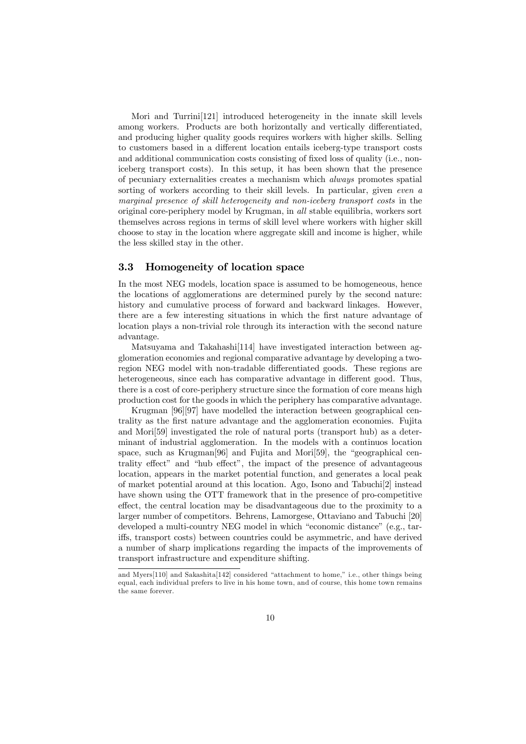Mori and Turrini[121] introduced heterogeneity in the innate skill levels among workers. Products are both horizontally and vertically differentiated, and producing higher quality goods requires workers with higher skills. Selling to customers based in a different location entails iceberg-type transport costs and additional communication costs consisting of fixed loss of quality (i.e., non-iceberg transport costs). In this setup, it has been shown that the presence of pecuniary externalities creates a mechanism which *always* promotes spatial sorting of workers according to their skill levels. In particular, given *even a marginal presence of skill heterogeneity and non-iceberg transport costs* in the original core-periphery model by Krugman, in *all* stable equilibria, workers sort themselves across regions in terms of skill level where workers with higher skill choose to stay in the location where aggregate skill and income is higher, while the less skilled stay in the other.

### 3.3 Homogeneity of location space

In the most NEG models, location space is assumed to be homogeneous, hence the locations of agglomerations are determined purely by the second nature: history and cumulative process of forward and backward linkages. However, there are a few interesting situations in which the first nature advantage of location plays a non-trivial role through its interaction with the second nature advantage.

Matsuyama and Takahashi[114] have investigated interaction between agglomeration economies and regional comparative advantage by developing a two-region NEG model with non-tradable differentiated goods. These regions are heterogeneous, since each has comparative advantage in different good. Thus, there is a cost of core-periphery structure since the formation of core means high production cost for the goods in which the periphery has comparative advantage.

Krugman [96][97] have modelled the interaction between geographical centrality as the first nature advantage and the agglomeration economies. Fujita and Mori[59] investigated the role of natural ports (transport hub) as a determinant of industrial agglomeration. In the models with a continuos location space, such as Krugman[96] and Fujita and Mori[59], the "geographical centrality effect" and "hub effect", the impact of the presence of advantageous location, appears in the market potential function, and generates a local peak of market potential around at this location. Ago, Isono and Tabuchi[2] instead have shown using the OTT framework that in the presence of pro-competitive effect, the central location may be disadvantageous due to the proximity to a larger number of competitors. Behrens, Lamorgese, Ottaviano and Tabuchi [20] developed a multi-country NEG model in which "economic distance" (e.g., tariffs, transport costs) between countries could be asymmetric, and have derived a number of sharp implications regarding the impacts of the improvements of transport infrastructure and expenditure shifting.

---

and Myers[110] and Sakashita[142] considered "attachment to home," i.e., other things being equal, each individual prefers to live in his home town, and of course, this home town remains the same forever.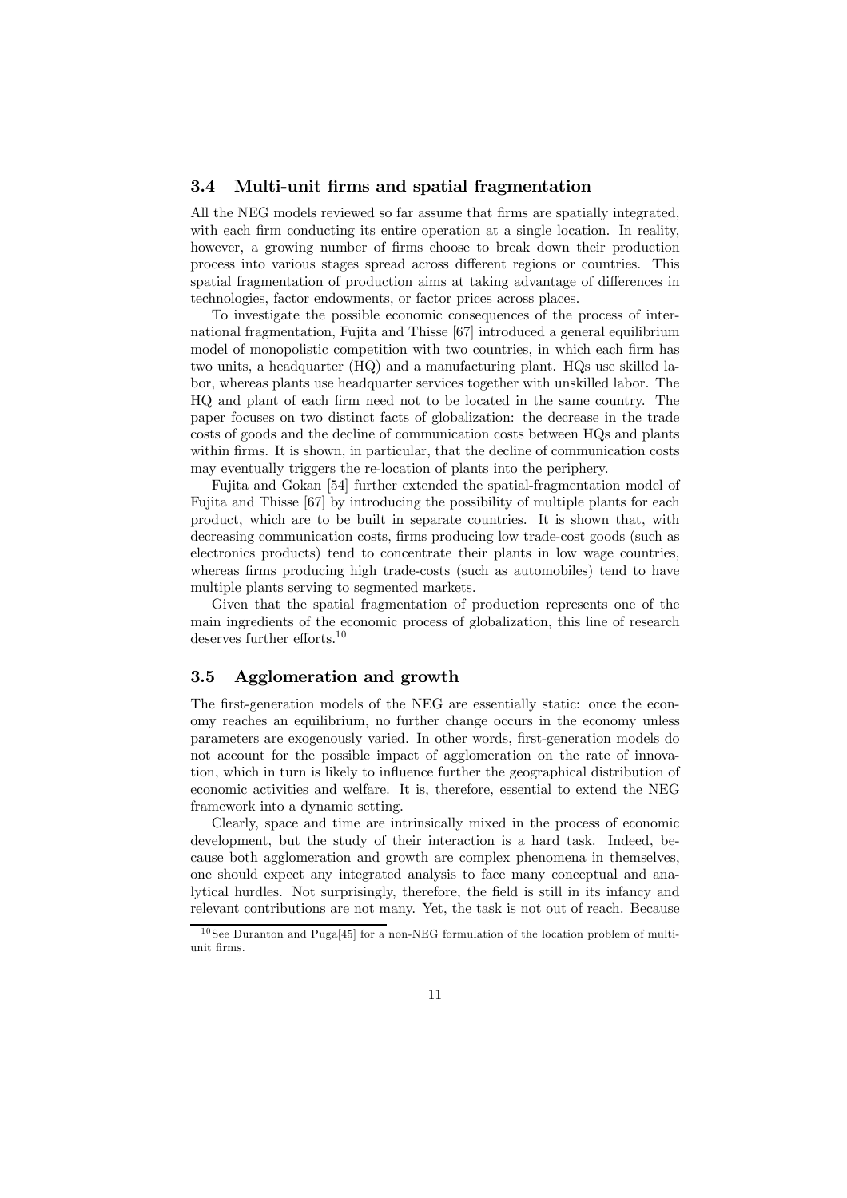### 3.4 Multi-unit firms and spatial fragmentation

All the NEG models reviewed so far assume that firms are spatially integrated, with each firm conducting its entire operation at a single location. In reality, however, a growing number of firms choose to break down their production process into various stages spread across different regions or countries. This spatial fragmentation of production aims at taking advantage of differences in technologies, factor endowments, or factor prices across places.

To investigate the possible economic consequences of the process of international fragmentation, Fujita and Thisse [67] introduced a general equilibrium model of monopolistic competition with two countries, in which each firm has two units, a headquarter (HQ) and a manufacturing plant. HQs use skilled labor, whereas plants use headquarter services together with unskilled labor. The HQ and plant of each firm need not to be located in the same country. The paper focuses on two distinct facts of globalization: the decrease in the trade costs of goods and the decline of communication costs between HQs and plants within firms. It is shown, in particular, that the decline of communication costs may eventually triggers the re-location of plants into the periphery.

Fujita and Gokan [54] further extended the spatial-fragmentation model of Fujita and Thisse [67] by introducing the possibility of multiple plants for each product, which are to be built in separate countries. It is shown that, with decreasing communication costs, firms producing low trade-cost goods (such as electronics products) tend to concentrate their plants in low wage countries, whereas firms producing high trade-costs (such as automobiles) tend to have multiple plants serving to segmented markets.

Given that the spatial fragmentation of production represents one of the main ingredients of the economic process of globalization, this line of research deserves further efforts.[10]

### 3.5 Agglomeration and growth

The first-generation models of the NEG are essentially static: once the economy reaches an equilibrium, no further change occurs in the economy unless parameters are exogenously varied. In other words, first-generation models do not account for the possible impact of agglomeration on the rate of innovation, which in turn is likely to influence further the geographical distribution of economic activities and welfare. It is, therefore, essential to extend the NEG framework into a dynamic setting.

Clearly, space and time are intrinsically mixed in the process of economic development, but the study of their interaction is a hard task. Indeed, because both agglomeration and growth are complex phenomena in themselves, one should expect any integrated analysis to face many conceptual and analytical hurdles. Not surprisingly, therefore, the field is still in its infancy and relevant contributions are not many. Yet, the task is not out of reach. Because

[10] See Duranton and Puga[45] for a non-NEG formulation of the location problem of multi-unit firms.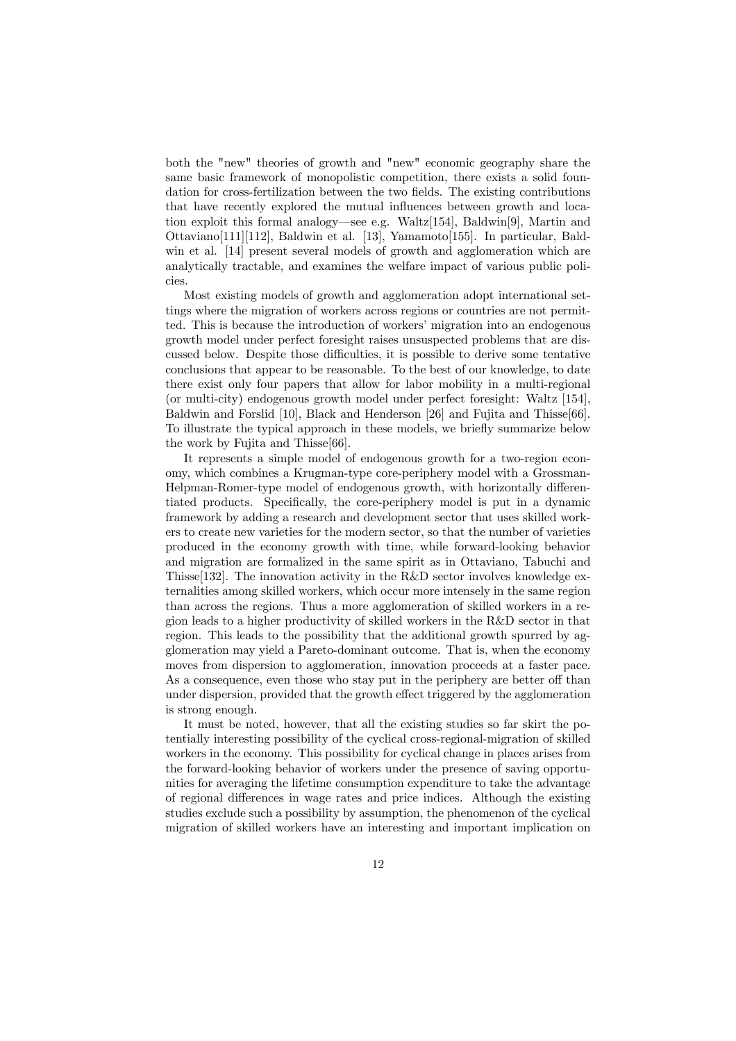both the "new" theories of growth and "new" economic geography share the same basic framework of monopolistic competition, there exists a solid foundation for cross-fertilization between the two fields. The existing contributions that have recently explored the mutual influences between growth and location exploit this formal analogy—see e.g. Waltz[154], Baldwin[9], Martin and Ottaviano[111][112], Baldwin et al. [13], Yamamoto[155]. In particular, Baldwin et al. [14] present several models of growth and agglomeration which are analytically tractable, and examines the welfare impact of various public policies.

Most existing models of growth and agglomeration adopt international settings where the migration of workers across regions or countries are not permitted. This is because the introduction of workers' migration into an endogenous growth model under perfect foresight raises unsuspected problems that are discussed below. Despite those difficulties, it is possible to derive some tentative conclusions that appear to be reasonable. To the best of our knowledge, to date there exist only four papers that allow for labor mobility in a multi-regional (or multi-city) endogenous growth model under perfect foresight: Waltz [154], Baldwin and Forslid [10], Black and Henderson [26] and Fujita and Thisse[66]. To illustrate the typical approach in these models, we briefly summarize below the work by Fujita and Thisse[66].

It represents a simple model of endogenous growth for a two-region economy, which combines a Krugman-type core-periphery model with a Grossman-Helpman-Romer-type model of endogenous growth, with horizontally differentiated products. Specifically, the core-periphery model is put in a dynamic framework by adding a research and development sector that uses skilled workers to create new varieties for the modern sector, so that the number of varieties produced in the economy growth with time, while forward-looking behavior and migration are formalized in the same spirit as in Ottaviano, Tabuchi and Thisse[132]. The innovation activity in the R&D sector involves knowledge externalities among skilled workers, which occur more intensely in the same region than across the regions. Thus a more agglomeration of skilled workers in a region leads to a higher productivity of skilled workers in the R&D sector in that region. This leads to the possibility that the additional growth spurred by agglomeration may yield a Pareto-dominant outcome. That is, when the economy moves from dispersion to agglomeration, innovation proceeds at a faster pace. As a consequence, even those who stay put in the periphery are better off than under dispersion, provided that the growth effect triggered by the agglomeration is strong enough.

It must be noted, however, that all the existing studies so far skirt the potentially interesting possibility of the cyclical cross-regional-migration of skilled workers in the economy. This possibility for cyclical change in places arises from the forward-looking behavior of workers under the presence of saving opportunities for averaging the lifetime consumption expenditure to take the advantage of regional differences in wage rates and price indices. Although the existing studies exclude such a possibility by assumption, the phenomenon of the cyclical migration of skilled workers have an interesting and important implication on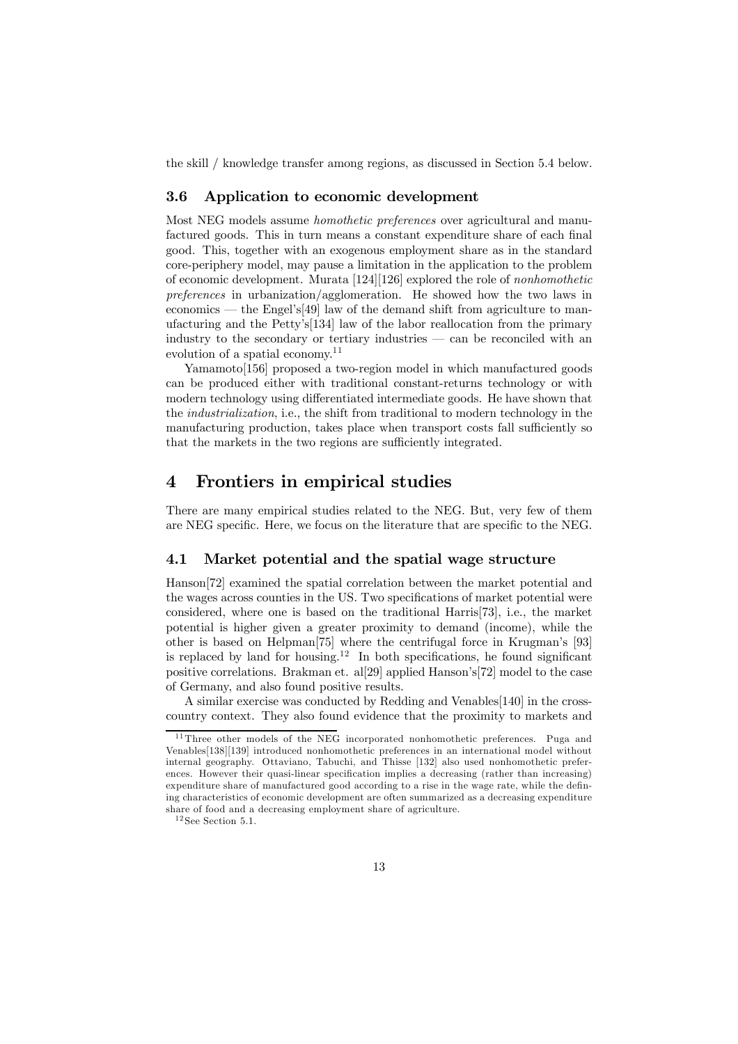the skill / knowledge transfer among regions, as discussed in Section 5.4 below.

### 3.6 Application to economic development

Most NEG models assume *homothetic preferences* over agricultural and manufactured goods. This in turn means a constant expenditure share of each final good. This, together with an exogenous employment share as in the standard core-periphery model, may pause a limitation in the application to the problem of economic development. Murata [124][126] explored the role of *nonhomothetic preferences* in urbanization/agglomeration. He showed how the two laws in economics — the Engel's[49] law of the demand shift from agriculture to manufacturing and the Petty's[134] law of the labor reallocation from the primary industry to the secondary or tertiary industries — can be reconciled with an evolution of a spatial economy.[11]

Yamamoto[156] proposed a two-region model in which manufactured goods can be produced either with traditional constant-returns technology or with modern technology using differentiated intermediate goods. He have shown that the *industrialization*, i.e., the shift from traditional to modern technology in the manufacturing production, takes place when transport costs fall sufficiently so that the markets in the two regions are sufficiently integrated.

## 4 Frontiers in empirical studies

There are many empirical studies related to the NEG. But, very few of them are NEG specific. Here, we focus on the literature that are specific to the NEG.

### 4.1 Market potential and the spatial wage structure

Hanson[72] examined the spatial correlation between the market potential and the wages across counties in the US. Two specifications of market potential were considered, where one is based on the traditional Harris[73], i.e., the market potential is higher given a greater proximity to demand (income), while the other is based on Helpman[75] where the centrifugal force in Krugman's [93] is replaced by land for housing.[12] In both specifications, he found significant positive correlations. Brakman et. al[29] applied Hanson's[72] model to the case of Germany, and also found positive results.

A similar exercise was conducted by Redding and Venables[140] in the cross-country context. They also found evidence that the proximity to markets and

[11] Three other models of the NEG incorporated nonhomothetic preferences. Puga and Venables[138][139] introduced nonhomothetic preferences in an international model without internal geography. Ottaviano, Tabuchi, and Thisse [132] also used nonhomothetic preferences. However their quasi-linear specification implies a decreasing (rather than increasing) expenditure share of manufactured good according to a rise in the wage rate, while the defining characteristics of economic development are often summarized as a decreasing expenditure share of food and a decreasing employment share of agriculture.

[12] See Section 5.1.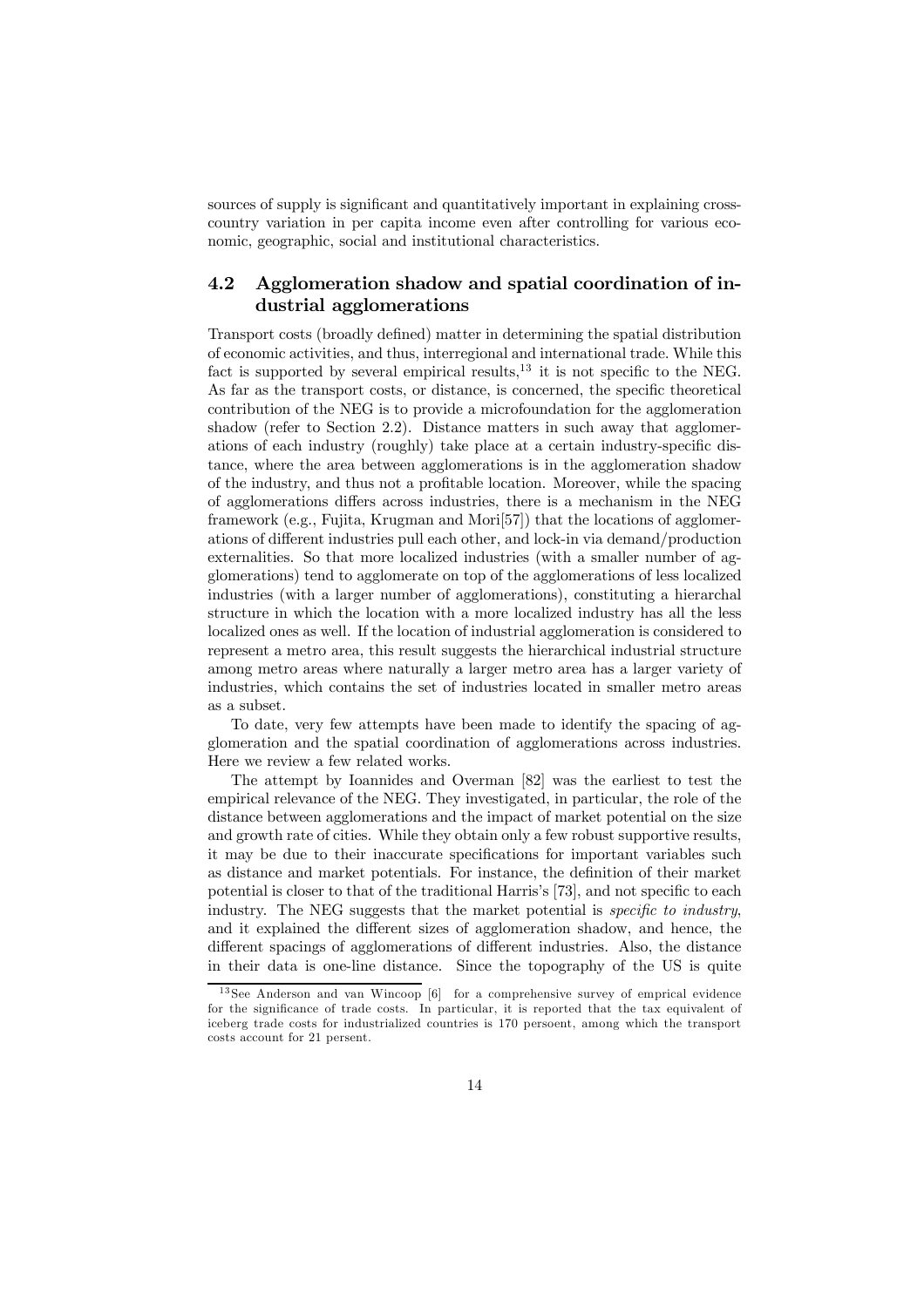sources of supply is significant and quantitatively important in explaining cross-country variation in per capita income even after controlling for various economic, geographic, social and institutional characteristics.

## 4.2 Agglomeration shadow and spatial coordination of industrial agglomerations

Transport costs (broadly defined) matter in determining the spatial distribution of economic activities, and thus, interregional and international trade. While this fact is supported by several empirical results,[13] it is not specific to the NEG. As far as the transport costs, or distance, is concerned, the specific theoretical contribution of the NEG is to provide a microfoundation for the agglomeration shadow (refer to Section 2.2). Distance matters in such away that agglomerations of each industry (roughly) take place at a certain industry-specific distance, where the area between agglomerations is in the agglomeration shadow of the industry, and thus not a profitable location. Moreover, while the spacing of agglomerations differs across industries, there is a mechanism in the NEG framework (e.g., Fujita, Krugman and Mori[57]) that the locations of agglomerations of different industries pull each other, and lock-in via demand/production externalities. So that more localized industries (with a smaller number of agglomerations) tend to agglomerate on top of the agglomerations of less localized industries (with a larger number of agglomerations), constituting a hierarchal structure in which the location with a more localized industry has all the less localized ones as well. If the location of industrial agglomeration is considered to represent a metro area, this result suggests the hierarchical industrial structure among metro areas where naturally a larger metro area has a larger variety of industries, which contains the set of industries located in smaller metro areas as a subset.

To date, very few attempts have been made to identify the spacing of agglomeration and the spatial coordination of agglomerations across industries. Here we review a few related works.

The attempt by Ioannides and Overman [82] was the earliest to test the empirical relevance of the NEG. They investigated, in particular, the role of the distance between agglomerations and the impact of market potential on the size and growth rate of cities. While they obtain only a few robust supportive results, it may be due to their inaccurate specifications for important variables such as distance and market potentials. For instance, the definition of their market potential is closer to that of the traditional Harris's [73], and not specific to each industry. The NEG suggests that the market potential is *specific to industry*, and it explained the different sizes of agglomeration shadow, and hence, the different spacings of agglomerations of different industries. Also, the distance in their data is one-line distance. Since the topography of the US is quite

[13] See Anderson and van Wincoop [6] for a comprehensive survey of emprical evidence for the significance of trade costs. In particular, it is reported that the tax equivalent of iceberg trade costs for industrialized countries is 170 persoent, among which the transport costs account for 21 persent.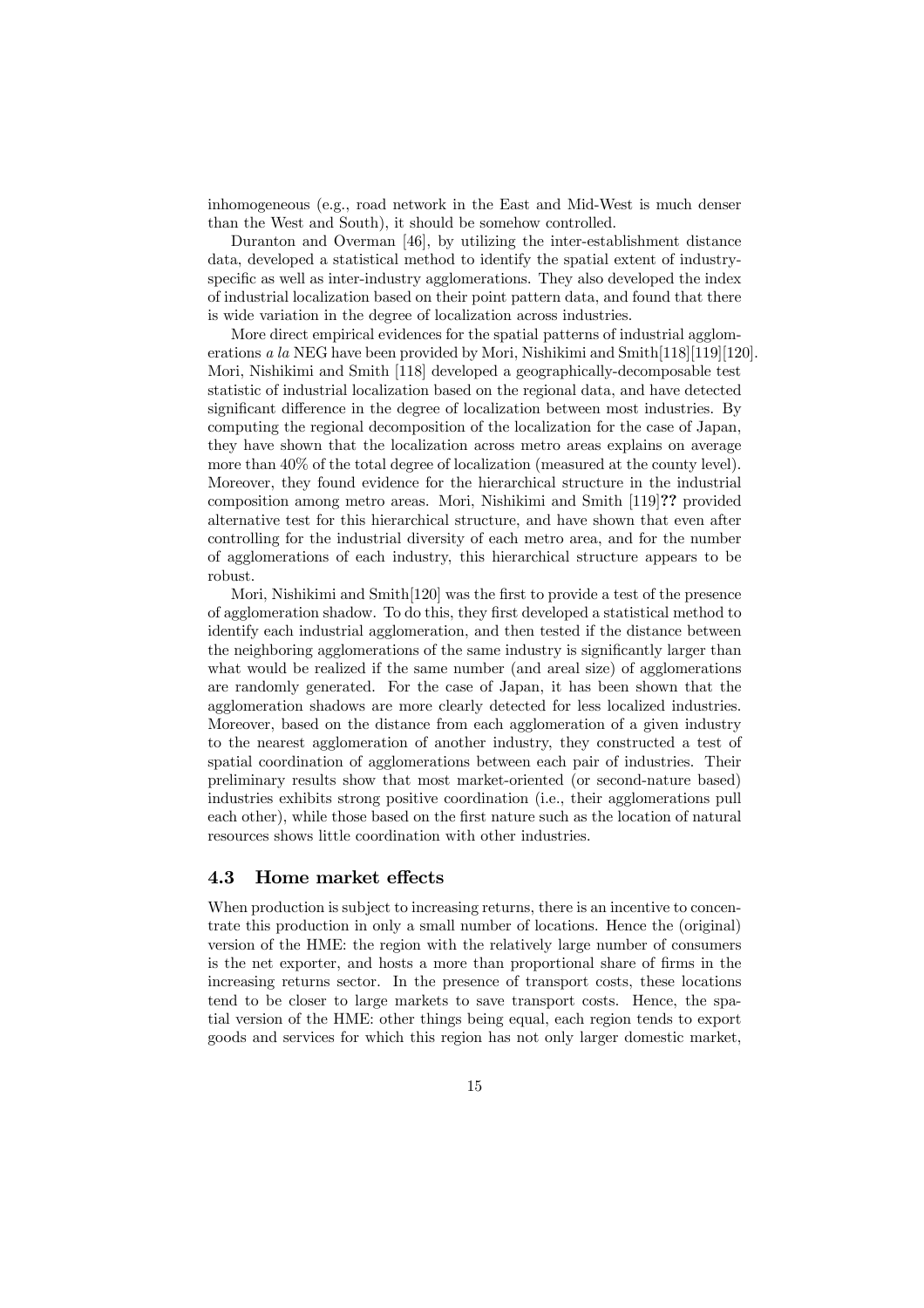inhomogeneous (e.g., road network in the East and Mid-West is much denser than the West and South), it should be somehow controlled.

Duranton and Overman [46], by utilizing the inter-establishment distance data, developed a statistical method to identify the spatial extent of industry-specific as well as inter-industry agglomerations. They also developed the index of industrial localization based on their point pattern data, and found that there is wide variation in the degree of localization across industries.

More direct empirical evidences for the spatial patterns of industrial agglomerations *a la* NEG have been provided by Mori, Nishikimi and Smith[118][119][120]. Mori, Nishikimi and Smith [118] developed a geographically-decomposable test statistic of industrial localization based on the regional data, and have detected significant difference in the degree of localization between most industries. By computing the regional decomposition of the localization for the case of Japan, they have shown that the localization across metro areas explains on average more than 40% of the total degree of localization (measured at the county level). Moreover, they found evidence for the hierarchical structure in the industrial composition among metro areas. Mori, Nishikimi and Smith [119]**??** provided alternative test for this hierarchical structure, and have shown that even after controlling for the industrial diversity of each metro area, and for the number of agglomerations of each industry, this hierarchical structure appears to be robust.

Mori, Nishikimi and Smith[120] was the first to provide a test of the presence of agglomeration shadow. To do this, they first developed a statistical method to identify each industrial agglomeration, and then tested if the distance between the neighboring agglomerations of the same industry is significantly larger than what would be realized if the same number (and areal size) of agglomerations are randomly generated. For the case of Japan, it has been shown that the agglomeration shadows are more clearly detected for less localized industries. Moreover, based on the distance from each agglomeration of a given industry to the nearest agglomeration of another industry, they constructed a test of spatial coordination of agglomerations between each pair of industries. Their preliminary results show that most market-oriented (or second-nature based) industries exhibits strong positive coordination (i.e., their agglomerations pull each other), while those based on the first nature such as the location of natural resources shows little coordination with other industries.

### 4.3 Home market effects

When production is subject to increasing returns, there is an incentive to concentrate this production in only a small number of locations. Hence the (original) version of the HME: the region with the relatively large number of consumers is the net exporter, and hosts a more than proportional share of firms in the increasing returns sector. In the presence of transport costs, these locations tend to be closer to large markets to save transport costs. Hence, the spatial version of the HME: other things being equal, each region tends to export goods and services for which this region has not only larger domestic market,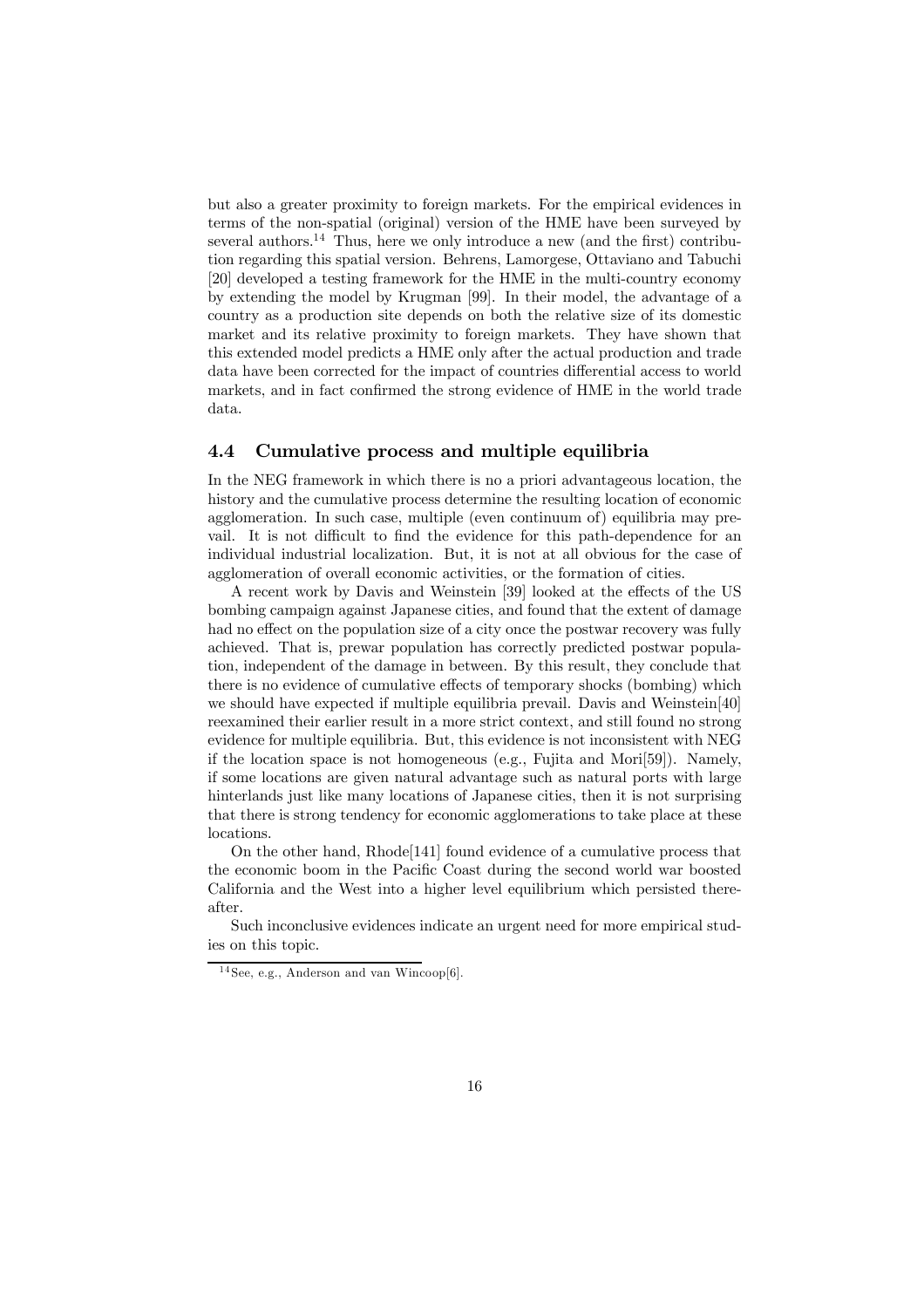but also a greater proximity to foreign markets. For the empirical evidences in terms of the non-spatial (original) version of the HME have been surveyed by several authors.[14] Thus, here we only introduce a new (and the first) contribution regarding this spatial version. Behrens, Lamorgese, Ottaviano and Tabuchi [20] developed a testing framework for the HME in the multi-country economy by extending the model by Krugman [99]. In their model, the advantage of a country as a production site depends on both the relative size of its domestic market and its relative proximity to foreign markets. They have shown that this extended model predicts a HME only after the actual production and trade data have been corrected for the impact of countries differential access to world markets, and in fact confirmed the strong evidence of HME in the world trade data.

### 4.4 Cumulative process and multiple equilibria

In the NEG framework in which there is no a priori advantageous location, the history and the cumulative process determine the resulting location of economic agglomeration. In such case, multiple (even continuum of) equilibria may prevail. It is not difficult to find the evidence for this path-dependence for an individual industrial localization. But, it is not at all obvious for the case of agglomeration of overall economic activities, or the formation of cities.

A recent work by Davis and Weinstein [39] looked at the effects of the US bombing campaign against Japanese cities, and found that the extent of damage had no effect on the population size of a city once the postwar recovery was fully achieved. That is, prewar population has correctly predicted postwar population, independent of the damage in between. By this result, they conclude that there is no evidence of cumulative effects of temporary shocks (bombing) which we should have expected if multiple equilibria prevail. Davis and Weinstein[40] reexamined their earlier result in a more strict context, and still found no strong evidence for multiple equilibria. But, this evidence is not inconsistent with NEG if the location space is not homogeneous (e.g., Fujita and Mori[59]). Namely, if some locations are given natural advantage such as natural ports with large hinterlands just like many locations of Japanese cities, then it is not surprising that there is strong tendency for economic agglomerations to take place at these locations.

On the other hand, Rhode[141] found evidence of a cumulative process that the economic boom in the Pacific Coast during the second world war boosted California and the West into a higher level equilibrium which persisted thereafter.

Such inconclusive evidences indicate an urgent need for more empirical studies on this topic.

[14] See, e.g., Anderson and van Wincoop[6].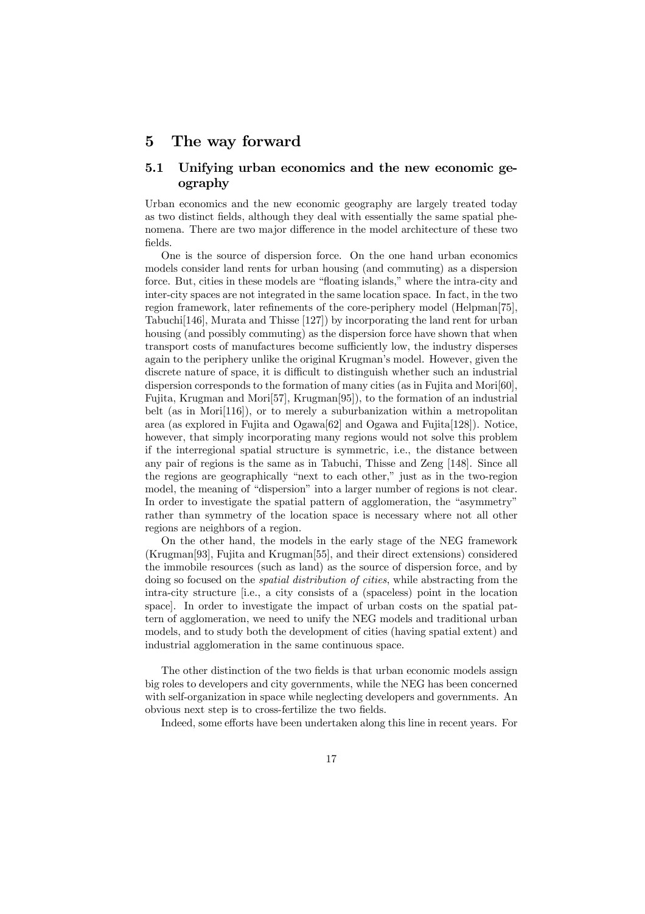# 5 The way forward

## 5.1 Unifying urban economics and the new economic geography

Urban economics and the new economic geography are largely treated today as two distinct fields, although they deal with essentially the same spatial phenomena. There are two major difference in the model architecture of these two fields.

One is the source of dispersion force. On the one hand urban economics models consider land rents for urban housing (and commuting) as a dispersion force. But, cities in these models are "floating islands," where the intra-city and inter-city spaces are not integrated in the same location space. In fact, in the two region framework, later refinements of the core-periphery model (Helpman[75], Tabuchi[146], Murata and Thisse [127]) by incorporating the land rent for urban housing (and possibly commuting) as the dispersion force have shown that when transport costs of manufactures become sufficiently low, the industry disperses again to the periphery unlike the original Krugman's model. However, given the discrete nature of space, it is difficult to distinguish whether such an industrial dispersion corresponds to the formation of many cities (as in Fujita and Mori[60], Fujita, Krugman and Mori[57], Krugman[95]), to the formation of an industrial belt (as in Mori[116]), or to merely a suburbanization within a metropolitan area (as explored in Fujita and Ogawa[62] and Ogawa and Fujita[128]). Notice, however, that simply incorporating many regions would not solve this problem if the interregional spatial structure is symmetric, i.e., the distance between any pair of regions is the same as in Tabuchi, Thisse and Zeng [148]. Since all the regions are geographically "next to each other," just as in the two-region model, the meaning of "dispersion" into a larger number of regions is not clear. In order to investigate the spatial pattern of agglomeration, the "asymmetry" rather than symmetry of the location space is necessary where not all other regions are neighbors of a region.

On the other hand, the models in the early stage of the NEG framework (Krugman[93], Fujita and Krugman[55], and their direct extensions) considered the immobile resources (such as land) as the source of dispersion force, and by doing so focused on the *spatial distribution of cities*, while abstracting from the intra-city structure [i.e., a city consists of a (spaceless) point in the location space]. In order to investigate the impact of urban costs on the spatial pattern of agglomeration, we need to unify the NEG models and traditional urban models, and to study both the development of cities (having spatial extent) and industrial agglomeration in the same continuous space.

The other distinction of the two fields is that urban economic models assign big roles to developers and city governments, while the NEG has been concerned with self-organization in space while neglecting developers and governments. An obvious next step is to cross-fertilize the two fields.

Indeed, some efforts have been undertaken along this line in recent years. For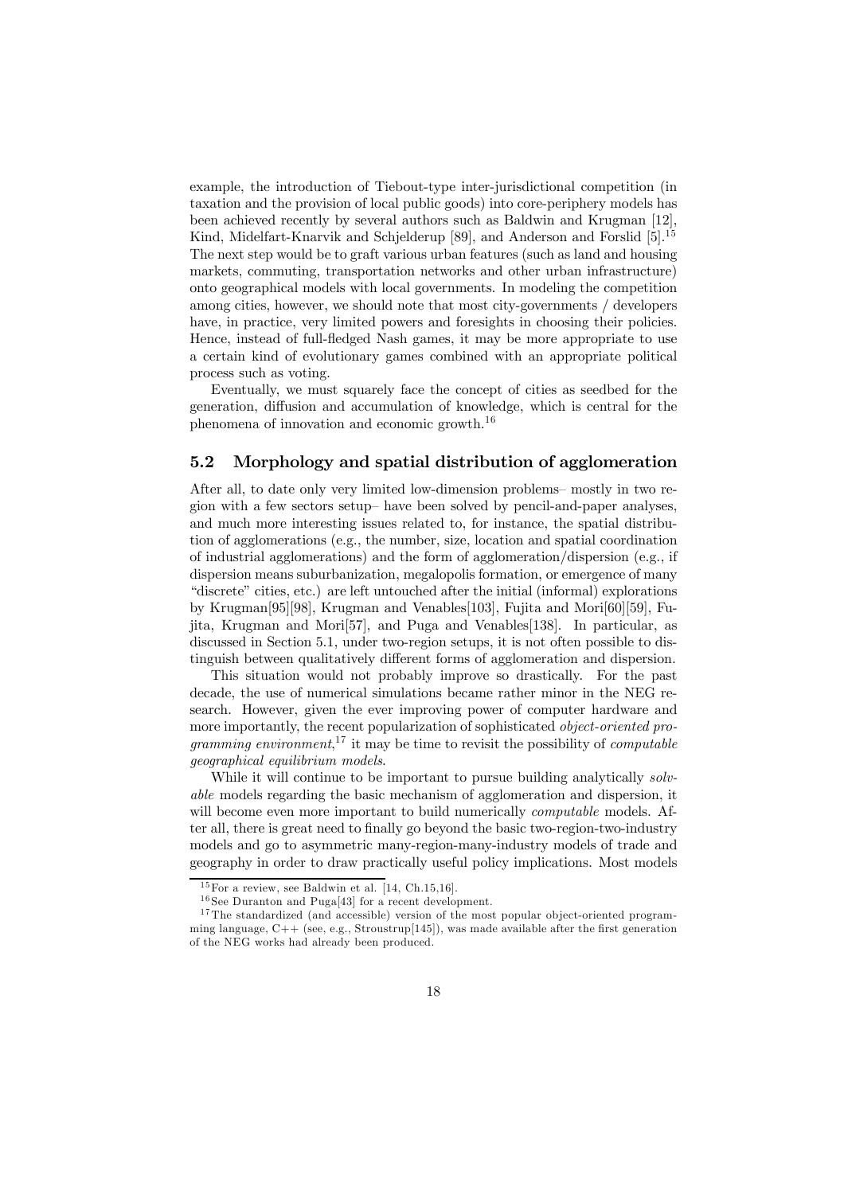example, the introduction of Tiebout-type inter-jurisdictional competition (in taxation and the provision of local public goods) into core-periphery models has been achieved recently by several authors such as Baldwin and Krugman [12], Kind, Midelfart-Knarvik and Schjelderup [89], and Anderson and Forslid [5].[15] The next step would be to graft various urban features (such as land and housing markets, commuting, transportation networks and other urban infrastructure) onto geographical models with local governments. In modeling the competition among cities, however, we should note that most city-governments / developers have, in practice, very limited powers and foresights in choosing their policies. Hence, instead of full-fledged Nash games, it may be more appropriate to use a certain kind of evolutionary games combined with an appropriate political process such as voting.

Eventually, we must squarely face the concept of cities as seedbed for the generation, diffusion and accumulation of knowledge, which is central for the phenomena of innovation and economic growth.[16]

## 5.2 Morphology and spatial distribution of agglomeration

After all, to date only very limited low-dimension problems– mostly in two region with a few sectors setup– have been solved by pencil-and-paper analyses, and much more interesting issues related to, for instance, the spatial distribution of agglomerations (e.g., the number, size, location and spatial coordination of industrial agglomerations) and the form of agglomeration/dispersion (e.g., if dispersion means suburbanization, megalopolis formation, or emergence of many "discrete" cities, etc.) are left untouched after the initial (informal) explorations by Krugman[95][98], Krugman and Venables[103], Fujita and Mori[60][59], Fujita, Krugman and Mori[57], and Puga and Venables[138]. In particular, as discussed in Section 5.1, under two-region setups, it is not often possible to distinguish between qualitatively different forms of agglomeration and dispersion.

This situation would not probably improve so drastically. For the past decade, the use of numerical simulations became rather minor in the NEG research. However, given the ever improving power of computer hardware and more importantly, the recent popularization of sophisticated *object-oriented programming environment*,[17] it may be time to revisit the possibility of *computable geographical equilibrium models*.

While it will continue to be important to pursue building analytically *solvable* models regarding the basic mechanism of agglomeration and dispersion, it will become even more important to build numerically *computable* models. After all, there is great need to finally go beyond the basic two-region-two-industry models and go to asymmetric many-region-many-industry models of trade and geography in order to draw practically useful policy implications. Most models

[15] For a review, see Baldwin et al. [14, Ch.15,16].

[16] See Duranton and Puga[43] for a recent development.

[17] The standardized (and accessible) version of the most popular object-oriented programming language, C++ (see, e.g., Stroustrup[145]), was made available after the first generation of the NEG works had already been produced.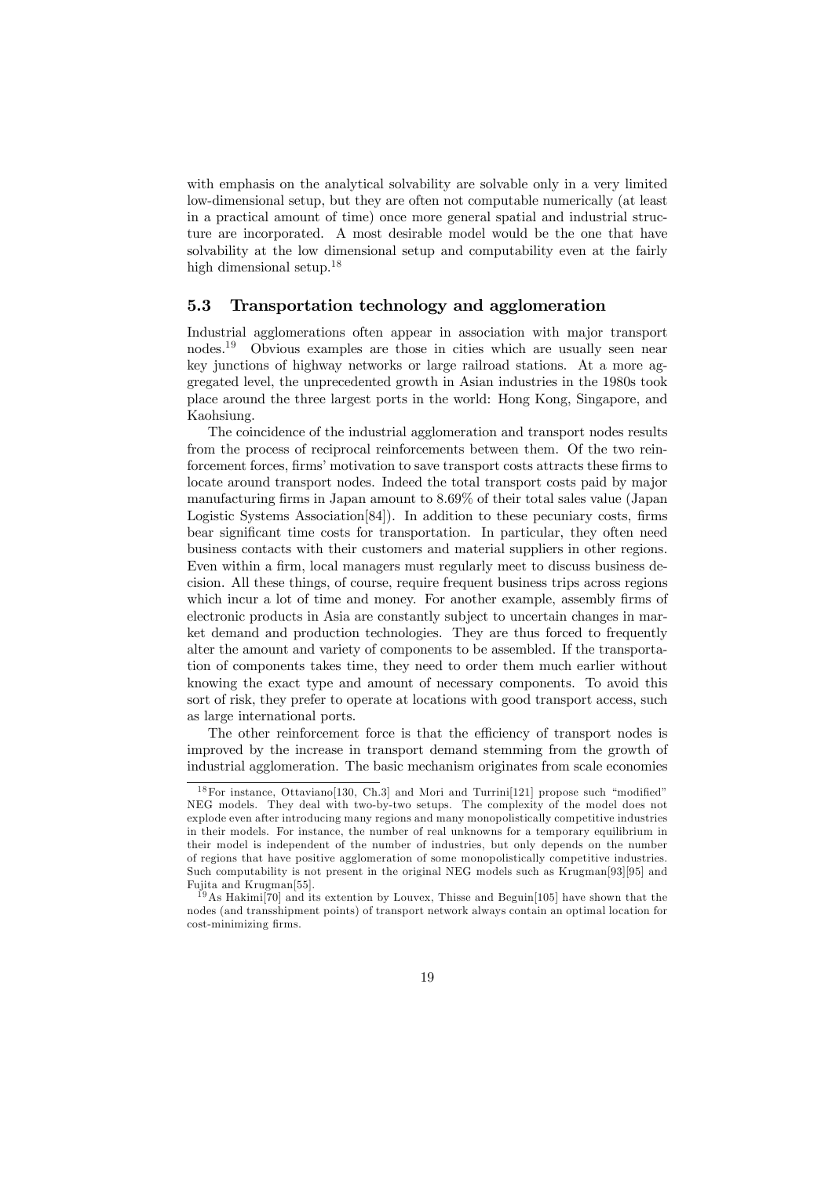with emphasis on the analytical solvability are solvable only in a very limited low-dimensional setup, but they are often not computable numerically (at least in a practical amount of time) once more general spatial and industrial structure are incorporated. A most desirable model would be the one that have solvability at the low dimensional setup and computability even at the fairly high dimensional setup.[18]

### 5.3 Transportation technology and agglomeration

Industrial agglomerations often appear in association with major transport nodes.[19] Obvious examples are those in cities which are usually seen near key junctions of highway networks or large railroad stations. At a more aggregated level, the unprecedented growth in Asian industries in the 1980s took place around the three largest ports in the world: Hong Kong, Singapore, and Kaohsiung.

The coincidence of the industrial agglomeration and transport nodes results from the process of reciprocal reinforcements between them. Of the two reinforcement forces, firms' motivation to save transport costs attracts these firms to locate around transport nodes. Indeed the total transport costs paid by major manufacturing firms in Japan amount to 8.69% of their total sales value (Japan Logistic Systems Association[84]). In addition to these pecuniary costs, firms bear significant time costs for transportation. In particular, they often need business contacts with their customers and material suppliers in other regions. Even within a firm, local managers must regularly meet to discuss business decision. All these things, of course, require frequent business trips across regions which incur a lot of time and money. For another example, assembly firms of electronic products in Asia are constantly subject to uncertain changes in market demand and production technologies. They are thus forced to frequently alter the amount and variety of components to be assembled. If the transportation of components takes time, they need to order them much earlier without knowing the exact type and amount of necessary components. To avoid this sort of risk, they prefer to operate at locations with good transport access, such as large international ports.

The other reinforcement force is that the efficiency of transport nodes is improved by the increase in transport demand stemming from the growth of industrial agglomeration. The basic mechanism originates from scale economies

---

[18] For instance, Ottaviano[130, Ch.3] and Mori and Turrini[121] propose such "modified" NEG models. They deal with two-by-two setups. The complexity of the model does not explode even after introducing many regions and many monopolistically competitive industries in their models. For instance, the number of real unknowns for a temporary equilibrium in their model is independent of the number of industries, but only depends on the number of regions that have positive agglomeration of some monopolistically competitive industries. Such computability is not present in the original NEG models such as Krugman[93][95] and Fujita and Krugman[55].

[19] As Hakimi[70] and its extention by Louvex, Thisse and Beguin[105] have shown that the nodes (and transshipment points) of transport network always contain an optimal location for cost-minimizing firms.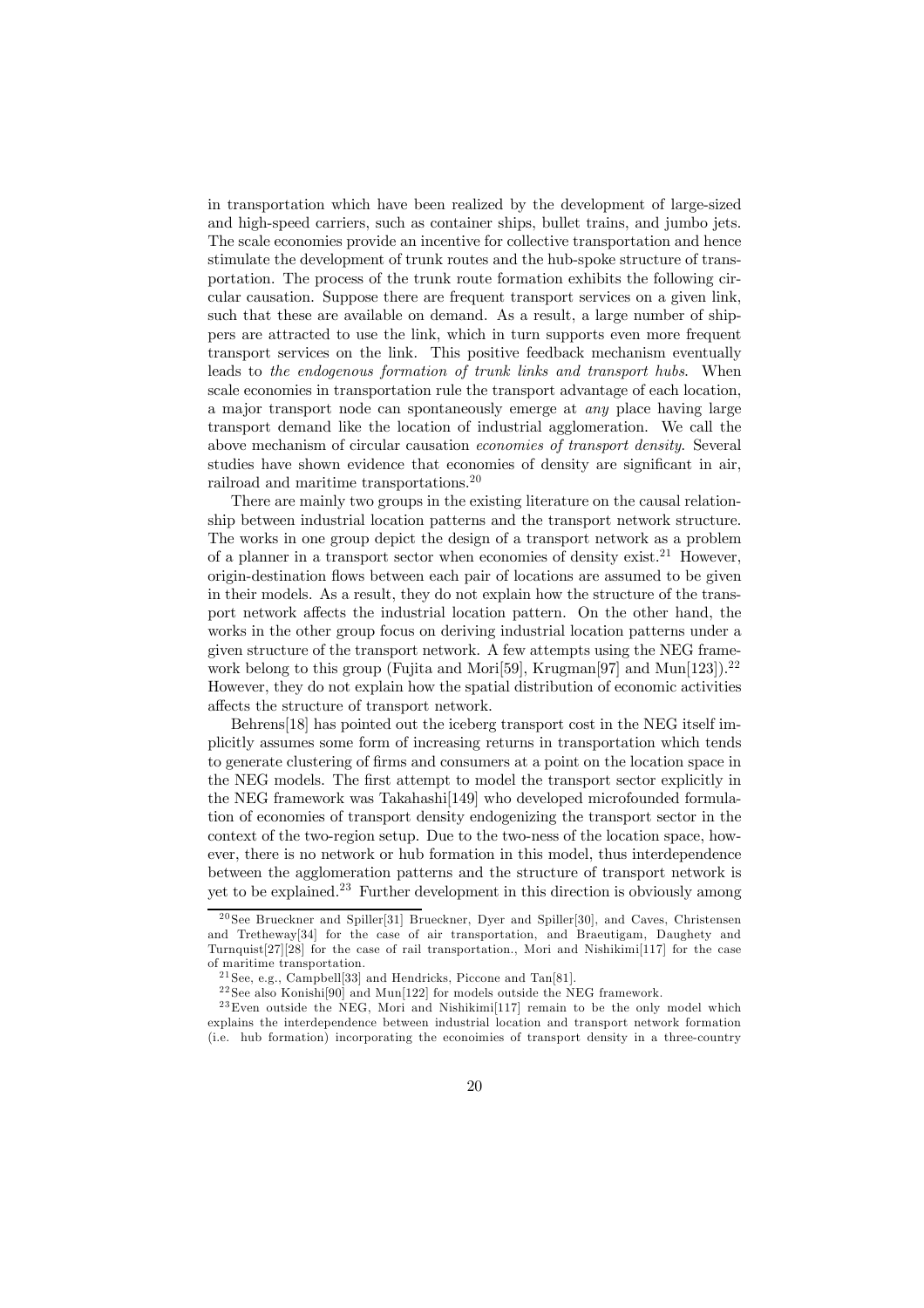in transportation which have been realized by the development of large-sized and high-speed carriers, such as container ships, bullet trains, and jumbo jets. The scale economies provide an incentive for collective transportation and hence stimulate the development of trunk routes and the hub-spoke structure of transportation. The process of the trunk route formation exhibits the following circular causation. Suppose there are frequent transport services on a given link, such that these are available on demand. As a result, a large number of shippers are attracted to use the link, which in turn supports even more frequent transport services on the link. This positive feedback mechanism eventually leads to *the endogenous formation of trunk links and transport hubs*. When scale economies in transportation rule the transport advantage of each location, a major transport node can spontaneously emerge at *any* place having large transport demand like the location of industrial agglomeration. We call the above mechanism of circular causation *economies of transport density*. Several studies have shown evidence that economies of density are significant in air, railroad and maritime transportations.[20]

There are mainly two groups in the existing literature on the causal relationship between industrial location patterns and the transport network structure. The works in one group depict the design of a transport network as a problem of a planner in a transport sector when economies of density exist.[21] However, origin-destination flows between each pair of locations are assumed to be given in their models. As a result, they do not explain how the structure of the transport network affects the industrial location pattern. On the other hand, the works in the other group focus on deriving industrial location patterns under a given structure of the transport network. A few attempts using the NEG framework belong to this group (Fujita and Mori[59], Krugman[97] and Mun[123]).[22] However, they do not explain how the spatial distribution of economic activities affects the structure of transport network.

Behrens[18] has pointed out the iceberg transport cost in the NEG itself implicitly assumes some form of increasing returns in transportation which tends to generate clustering of firms and consumers at a point on the location space in the NEG models. The first attempt to model the transport sector explicitly in the NEG framework was Takahashi[149] who developed microfounded formulation of economies of transport density endogenizing the transport sector in the context of the two-region setup. Due to the two-ness of the location space, however, there is no network or hub formation in this model, thus interdependence between the agglomeration patterns and the structure of transport network is yet to be explained.[23] Further development in this direction is obviously among

---

[20] See Brueckner and Spiller[31] Brueckner, Dyer and Spiller[30], and Caves, Christensen and Tretheway[34] for the case of air transportation, and Braeutigam, Daughety and Turnquist[27][28] for the case of rail transportation., Mori and Nishikimi[117] for the case of maritime transportation.

[21] See, e.g., Campbell[33] and Hendricks, Piccone and Tan[81].

[22] See also Konishi[90] and Mun[122] for models outside the NEG framework.

[23] Even outside the NEG, Mori and Nishikimi[117] remain to be the only model which explains the interdependence between industrial location and transport network formation (i.e. hub formation) incorporating the econoimies of transport density in a three-country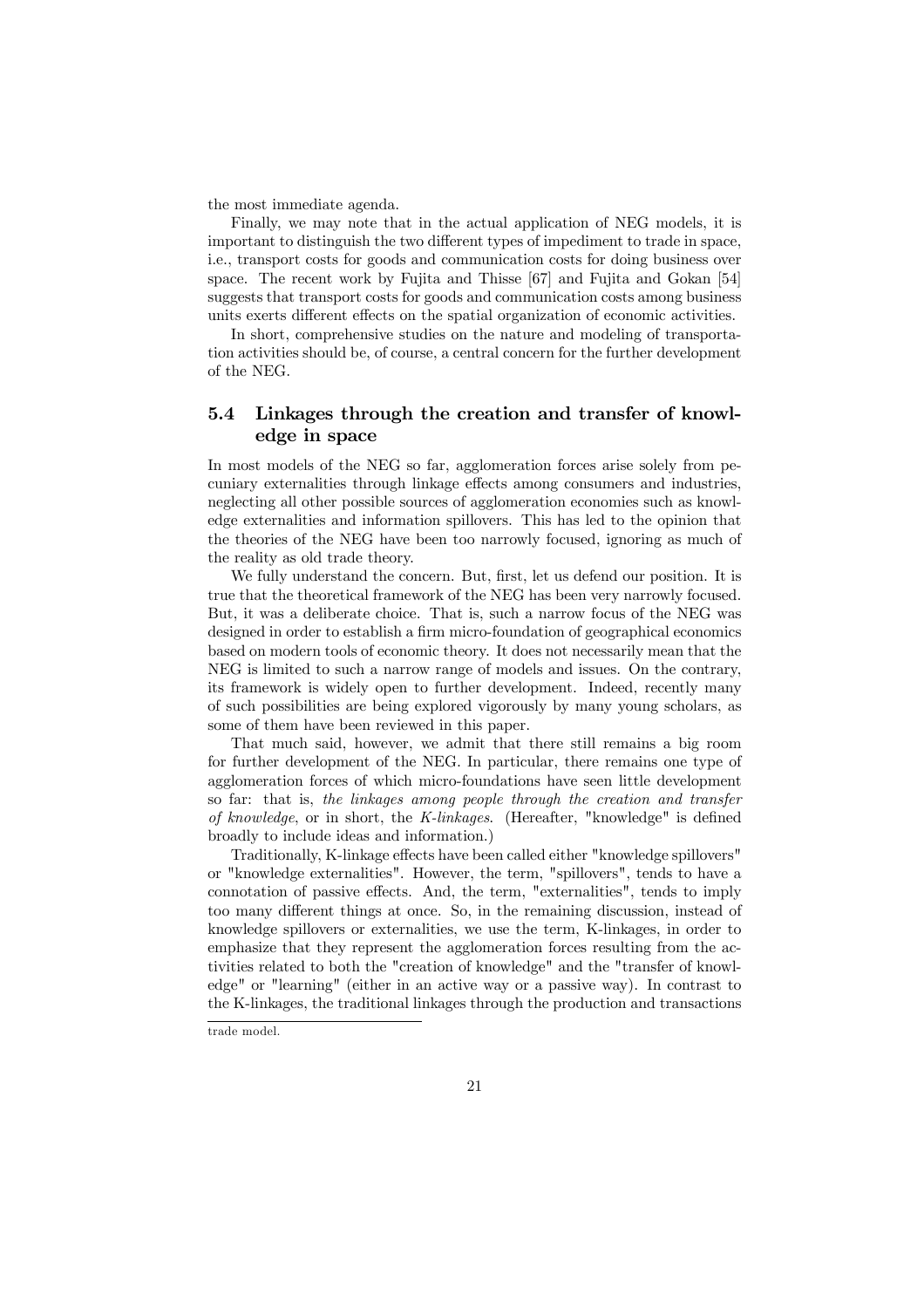the most immediate agenda.

Finally, we may note that in the actual application of NEG models, it is important to distinguish the two different types of impediment to trade in space, i.e., transport costs for goods and communication costs for doing business over space. The recent work by Fujita and Thisse [67] and Fujita and Gokan [54] suggests that transport costs for goods and communication costs among business units exerts different effects on the spatial organization of economic activities.

In short, comprehensive studies on the nature and modeling of transportation activities should be, of course, a central concern for the further development of the NEG.

## 5.4 Linkages through the creation and transfer of knowledge in space

In most models of the NEG so far, agglomeration forces arise solely from pecuniary externalities through linkage effects among consumers and industries, neglecting all other possible sources of agglomeration economies such as knowledge externalities and information spillovers. This has led to the opinion that the theories of the NEG have been too narrowly focused, ignoring as much of the reality as old trade theory.

We fully understand the concern. But, first, let us defend our position. It is true that the theoretical framework of the NEG has been very narrowly focused. But, it was a deliberate choice. That is, such a narrow focus of the NEG was designed in order to establish a firm micro-foundation of geographical economics based on modern tools of economic theory. It does not necessarily mean that the NEG is limited to such a narrow range of models and issues. On the contrary, its framework is widely open to further development. Indeed, recently many of such possibilities are being explored vigorously by many young scholars, as some of them have been reviewed in this paper.

That much said, however, we admit that there still remains a big room for further development of the NEG. In particular, there remains one type of agglomeration forces of which micro-foundations have seen little development so far: that is, *the linkages among people through the creation and transfer of knowledge*, or in short, the *K-linkages*. (Hereafter, "knowledge" is defined broadly to include ideas and information.)

Traditionally, K-linkage effects have been called either "knowledge spillovers" or "knowledge externalities". However, the term, "spillovers", tends to have a connotation of passive effects. And, the term, "externalities", tends to imply too many different things at once. So, in the remaining discussion, instead of knowledge spillovers or externalities, we use the term, K-linkages, in order to emphasize that they represent the agglomeration forces resulting from the activities related to both the "creation of knowledge" and the "transfer of knowledge" or "learning" (either in an active way or a passive way). In contrast to the K-linkages, the traditional linkages through the production and transactions

trade model.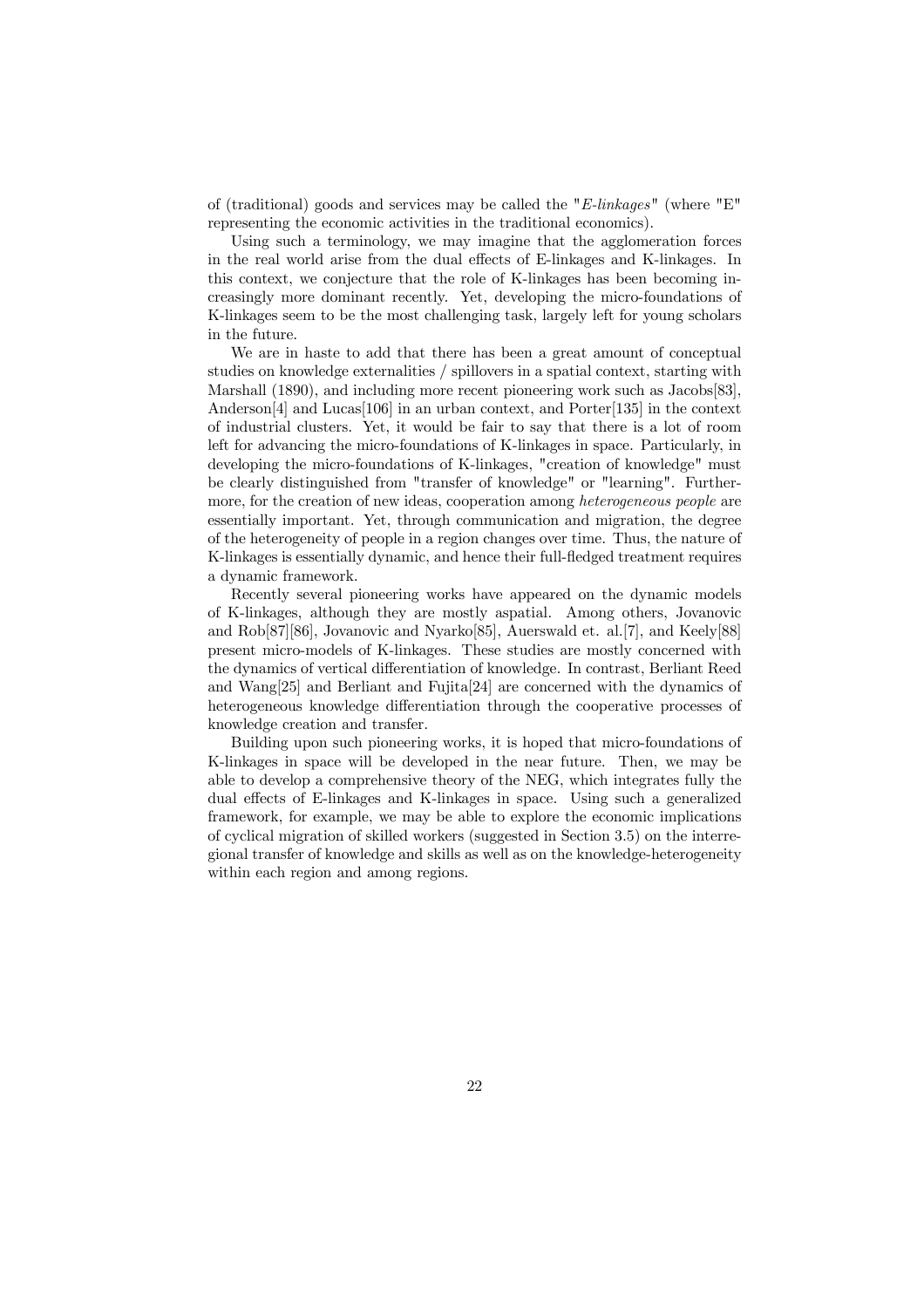of (traditional) goods and services may be called the "*E-linkages*" (where "E" representing the economic activities in the traditional economics).

Using such a terminology, we may imagine that the agglomeration forces in the real world arise from the dual effects of E-linkages and K-linkages. In this context, we conjecture that the role of K-linkages has been becoming increasingly more dominant recently. Yet, developing the micro-foundations of K-linkages seem to be the most challenging task, largely left for young scholars in the future.

We are in haste to add that there has been a great amount of conceptual studies on knowledge externalities / spillovers in a spatial context, starting with Marshall (1890), and including more recent pioneering work such as Jacobs[83], Anderson[4] and Lucas[106] in an urban context, and Porter[135] in the context of industrial clusters. Yet, it would be fair to say that there is a lot of room left for advancing the micro-foundations of K-linkages in space. Particularly, in developing the micro-foundations of K-linkages, "creation of knowledge" must be clearly distinguished from "transfer of knowledge" or "learning". Furthermore, for the creation of new ideas, cooperation among *heterogeneous people* are essentially important. Yet, through communication and migration, the degree of the heterogeneity of people in a region changes over time. Thus, the nature of K-linkages is essentially dynamic, and hence their full-fledged treatment requires a dynamic framework.

Recently several pioneering works have appeared on the dynamic models of K-linkages, although they are mostly aspatial. Among others, Jovanovic and Rob[87][86], Jovanovic and Nyarko[85], Auerswald et. al.[7], and Keely[88] present micro-models of K-linkages. These studies are mostly concerned with the dynamics of vertical differentiation of knowledge. In contrast, Berliant Reed and Wang[25] and Berliant and Fujita[24] are concerned with the dynamics of heterogeneous knowledge differentiation through the cooperative processes of knowledge creation and transfer.

Building upon such pioneering works, it is hoped that micro-foundations of K-linkages in space will be developed in the near future. Then, we may be able to develop a comprehensive theory of the NEG, which integrates fully the dual effects of E-linkages and K-linkages in space. Using such a generalized framework, for example, we may be able to explore the economic implications of cyclical migration of skilled workers (suggested in Section 3.5) on the interregional transfer of knowledge and skills as well as on the knowledge-heterogeneity within each region and among regions.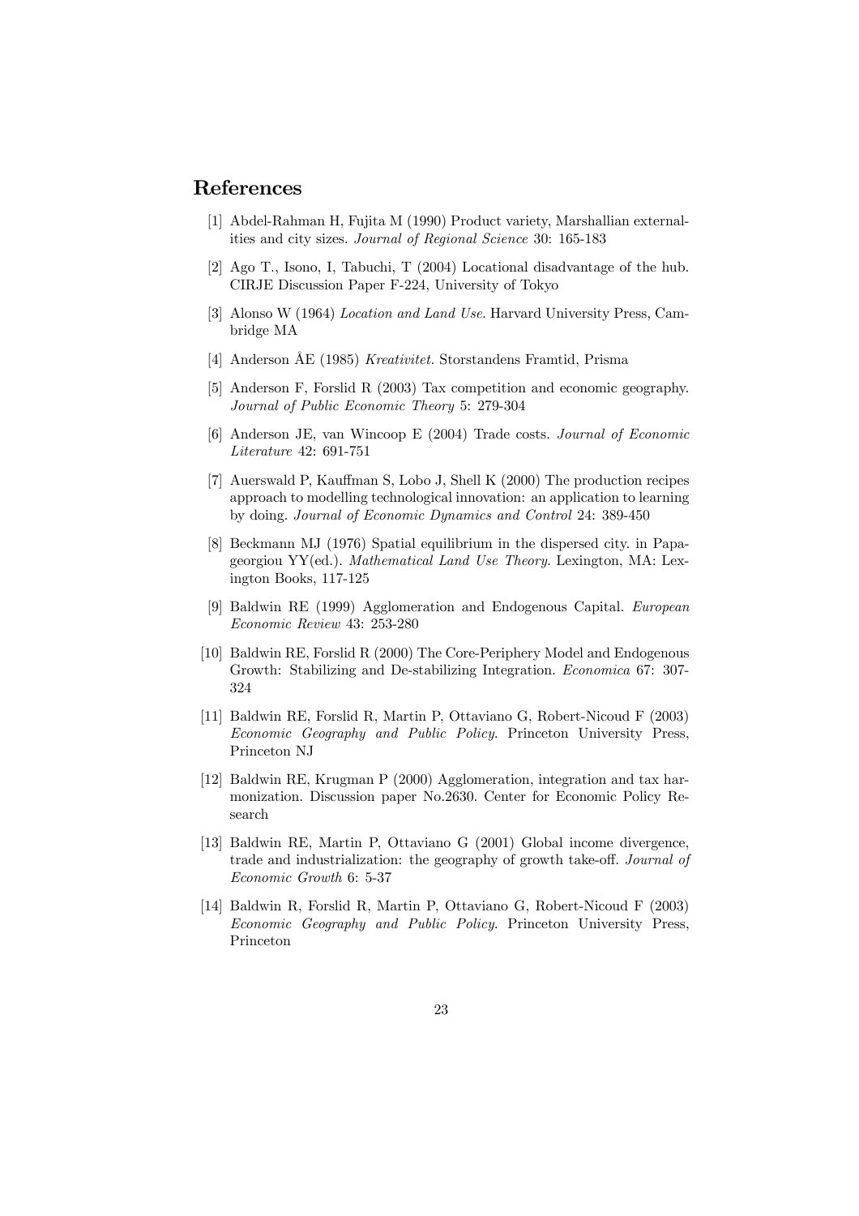## References

[1] Abdel-Rahman H, Fujita M (1990) Product variety, Marshallian externalities and city sizes. *Journal of Regional Science* 30: 165-183

[2] Ago T., Isono, I, Tabuchi, T (2004) Locational disadvantage of the hub. CIRJE Discussion Paper F-224, University of Tokyo

[3] Alonso W (1964) *Location and Land Use*. Harvard University Press, Cambridge MA

[4] Anderson ÅE (1985) *Kreativitet*. Storstandens Framtid, Prisma

[5] Anderson F, Forslid R (2003) Tax competition and economic geography. *Journal of Public Economic Theory* 5: 279-304

[6] Anderson JE, van Wincoop E (2004) Trade costs. *Journal of Economic Literature* 42: 691-751

[7] Auerswald P, Kauffman S, Lobo J, Shell K (2000) The production recipes approach to modelling technological innovation: an application to learning by doing. *Journal of Economic Dynamics and Control* 24: 389-450

[8] Beckmann MJ (1976) Spatial equilibrium in the dispersed city. in Papageorgiou YY(ed.). *Mathematical Land Use Theory*. Lexington, MA: Lexington Books, 117-125

[9] Baldwin RE (1999) Agglomeration and Endogenous Capital. *European Economic Review* 43: 253-280

[10] Baldwin RE, Forslid R (2000) The Core-Periphery Model and Endogenous Growth: Stabilizing and De-stabilizing Integration. *Economica* 67: 307-324

[11] Baldwin RE, Forslid R, Martin P, Ottaviano G, Robert-Nicoud F (2003) *Economic Geography and Public Policy*. Princeton University Press, Princeton NJ

[12] Baldwin RE, Krugman P (2000) Agglomeration, integration and tax harmonization. Discussion paper No.2630. Center for Economic Policy Research

[13] Baldwin RE, Martin P, Ottaviano G (2001) Global income divergence, trade and industrialization: the geography of growth take-off. *Journal of Economic Growth* 6: 5-37

[14] Baldwin R, Forslid R, Martin P, Ottaviano G, Robert-Nicoud F (2003) *Economic Geography and Public Policy*. Princeton University Press, Princeton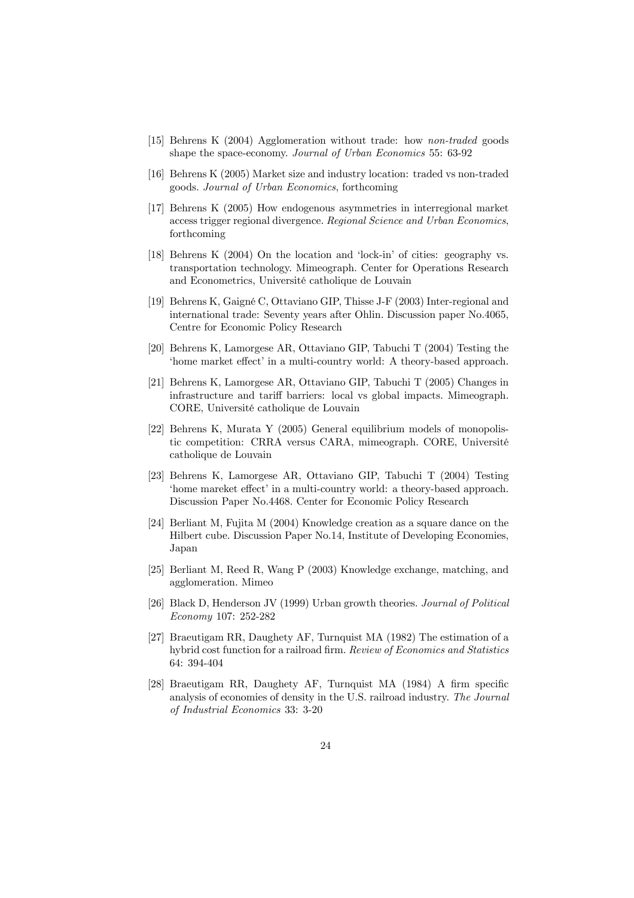[15] Behrens K (2004) Agglomeration without trade: how *non-traded* goods shape the space-economy. *Journal of Urban Economics* 55: 63-92

[16] Behrens K (2005) Market size and industry location: traded vs non-traded goods. *Journal of Urban Economics*, forthcoming

[17] Behrens K (2005) How endogenous asymmetries in interregional market access trigger regional divergence. *Regional Science and Urban Economics*, forthcoming

[18] Behrens K (2004) On the location and 'lock-in' of cities: geography vs. transportation technology. Mimeograph. Center for Operations Research and Econometrics, Université catholique de Louvain

[19] Behrens K, Gaigné C, Ottaviano GIP, Thisse J-F (2003) Inter-regional and international trade: Seventy years after Ohlin. Discussion paper No.4065, Centre for Economic Policy Research

[20] Behrens K, Lamorgese AR, Ottaviano GIP, Tabuchi T (2004) Testing the 'home market effect' in a multi-country world: A theory-based approach.

[21] Behrens K, Lamorgese AR, Ottaviano GIP, Tabuchi T (2005) Changes in infrastructure and tariff barriers: local vs global impacts. Mimeograph. CORE, Université catholique de Louvain

[22] Behrens K, Murata Y (2005) General equilibrium models of monopolistic competition: CRRA versus CARA, mimeograph. CORE, Université catholique de Louvain

[23] Behrens K, Lamorgese AR, Ottaviano GIP, Tabuchi T (2004) Testing 'home mareket effect' in a multi-country world: a theory-based approach. Discussion Paper No.4468. Center for Economic Policy Research

[24] Berliant M, Fujita M (2004) Knowledge creation as a square dance on the Hilbert cube. Discussion Paper No.14, Institute of Developing Economies, Japan

[25] Berliant M, Reed R, Wang P (2003) Knowledge exchange, matching, and agglomeration. Mimeo

[26] Black D, Henderson JV (1999) Urban growth theories. *Journal of Political Economy* 107: 252-282

[27] Braeutigam RR, Daughety AF, Turnquist MA (1982) The estimation of a hybrid cost function for a railroad firm. *Review of Economics and Statistics* 64: 394-404

[28] Braeutigam RR, Daughety AF, Turnquist MA (1984) A firm specific analysis of economies of density in the U.S. railroad industry. *The Journal of Industrial Economics* 33: 3-20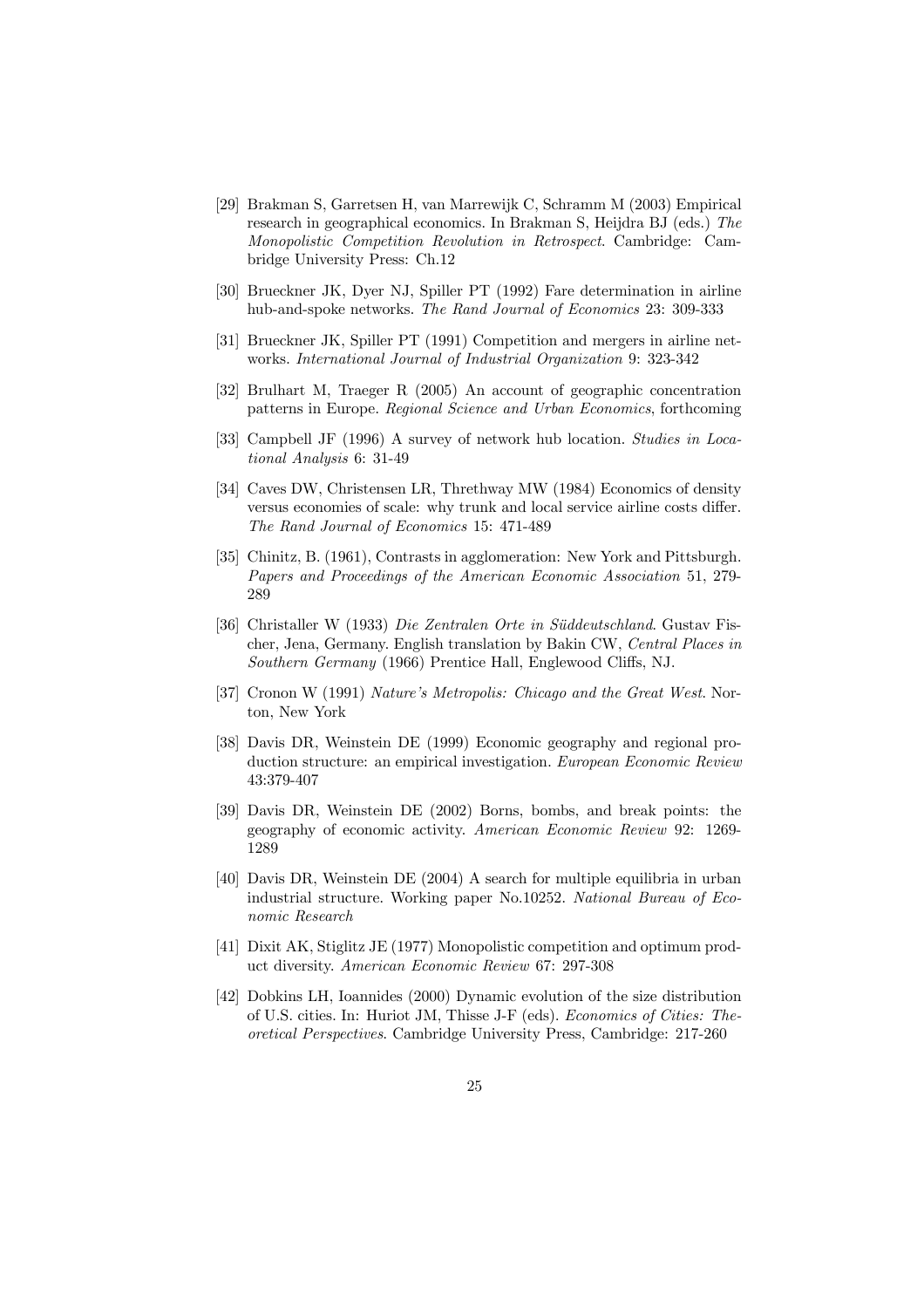[29] Brakman S, Garretsen H, van Marrewijk C, Schramm M (2003) Empirical research in geographical economics. In Brakman S, Heijdra BJ (eds.) *The Monopolistic Competition Revolution in Retrospect*. Cambridge: Cambridge University Press: Ch.12

[30] Brueckner JK, Dyer NJ, Spiller PT (1992) Fare determination in airline hub-and-spoke networks. *The Rand Journal of Economics* 23: 309-333

[31] Brueckner JK, Spiller PT (1991) Competition and mergers in airline networks. *International Journal of Industrial Organization* 9: 323-342

[32] Brulhart M, Traeger R (2005) An account of geographic concentration patterns in Europe. *Regional Science and Urban Economics*, forthcoming

[33] Campbell JF (1996) A survey of network hub location. *Studies in Locational Analysis* 6: 31-49

[34] Caves DW, Christensen LR, Threthway MW (1984) Economics of density versus economies of scale: why trunk and local service airline costs differ. *The Rand Journal of Economics* 15: 471-489

[35] Chinitz, B. (1961), Contrasts in agglomeration: New York and Pittsburgh. *Papers and Proceedings of the American Economic Association* 51, 279-289

[36] Christaller W (1933) *Die Zentralen Orte in Süddeutschland*. Gustav Fischer, Jena, Germany. English translation by Bakin CW, *Central Places in Southern Germany* (1966) Prentice Hall, Englewood Cliffs, NJ.

[37] Cronon W (1991) *Nature's Metropolis: Chicago and the Great West*. Norton, New York

[38] Davis DR, Weinstein DE (1999) Economic geography and regional production structure: an empirical investigation. *European Economic Review* 43:379-407

[39] Davis DR, Weinstein DE (2002) Borns, bombs, and break points: the geography of economic activity. *American Economic Review* 92: 1269-1289

[40] Davis DR, Weinstein DE (2004) A search for multiple equilibria in urban industrial structure. Working paper No.10252. *National Bureau of Economic Research*

[41] Dixit AK, Stiglitz JE (1977) Monopolistic competition and optimum product diversity. *American Economic Review* 67: 297-308

[42] Dobkins LH, Ioannides (2000) Dynamic evolution of the size distribution of U.S. cities. In: Huriot JM, Thisse J-F (eds). *Economics of Cities: Theoretical Perspectives*. Cambridge University Press, Cambridge: 217-260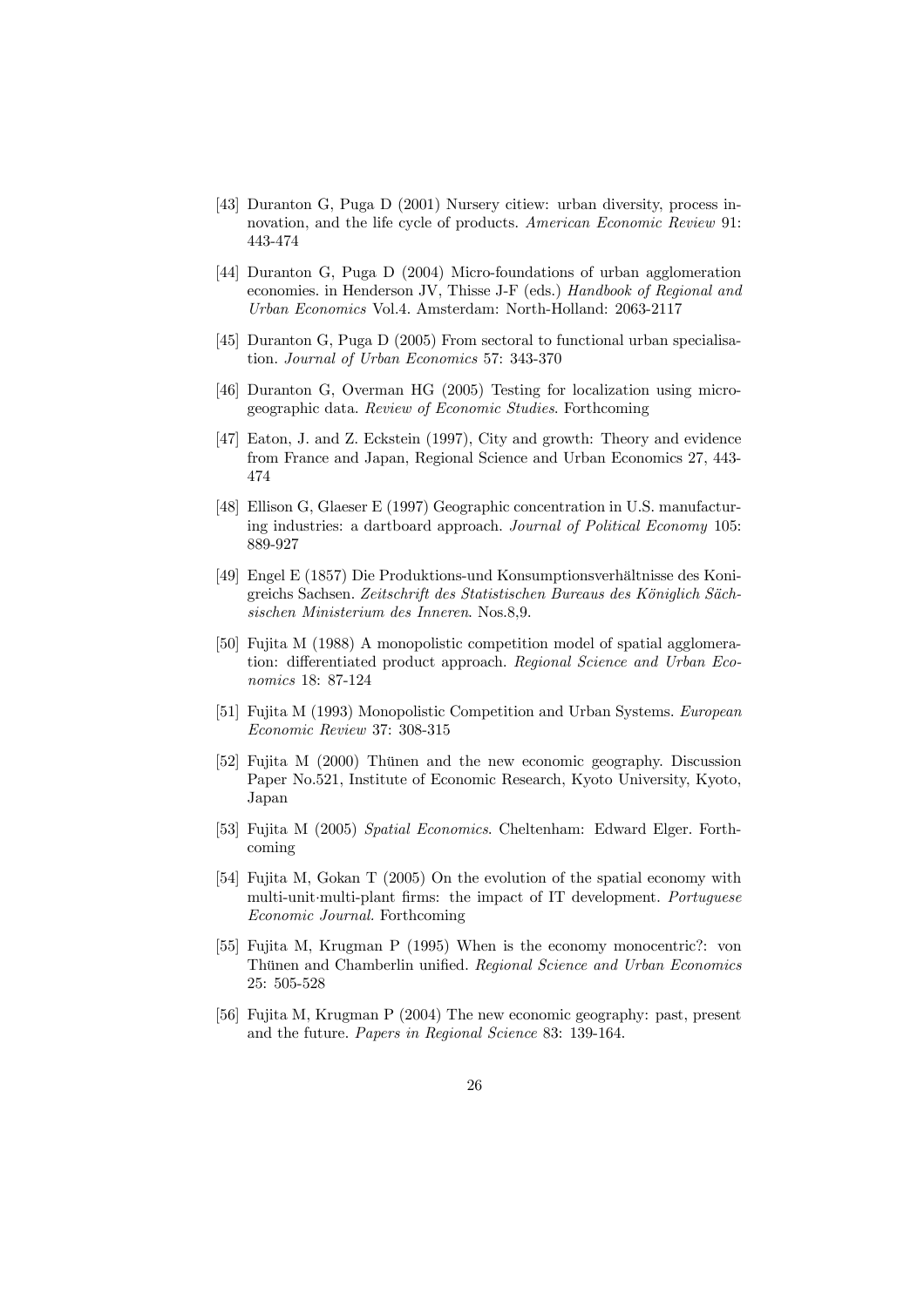[43] Duranton G, Puga D (2001) Nursery citiew: urban diversity, process innovation, and the life cycle of products. *American Economic Review* 91: 443-474

[44] Duranton G, Puga D (2004) Micro-foundations of urban agglomeration economies. in Henderson JV, Thisse J-F (eds.) *Handbook of Regional and Urban Economics* Vol.4. Amsterdam: North-Holland: 2063-2117

[45] Duranton G, Puga D (2005) From sectoral to functional urban specialisation. *Journal of Urban Economics* 57: 343-370

[46] Duranton G, Overman HG (2005) Testing for localization using micro-geographic data. *Review of Economic Studies*. Forthcoming

[47] Eaton, J. and Z. Eckstein (1997), City and growth: Theory and evidence from France and Japan, Regional Science and Urban Economics 27, 443-474

[48] Ellison G, Glaeser E (1997) Geographic concentration in U.S. manufacturing industries: a dartboard approach. *Journal of Political Economy* 105: 889-927

[49] Engel E (1857) Die Produktions-und Konsumptionsverhältnisse des Konigreichs Sachsen. *Zeitschrift des Statistischen Bureaus des Königlich Sächsischen Ministerium des Inneren*. Nos.8,9.

[50] Fujita M (1988) A monopolistic competition model of spatial agglomeration: differentiated product approach. *Regional Science and Urban Economics* 18: 87-124

[51] Fujita M (1993) Monopolistic Competition and Urban Systems. *European Economic Review* 37: 308-315

[52] Fujita M (2000) Thünen and the new economic geography. Discussion Paper No.521, Institute of Economic Research, Kyoto University, Kyoto, Japan

[53] Fujita M (2005) *Spatial Economics*. Cheltenham: Edward Elger. Forthcoming

[54] Fujita M, Gokan T (2005) On the evolution of the spatial economy with multi-unit·multi-plant firms: the impact of IT development. *Portuguese Economic Journal*. Forthcoming

[55] Fujita M, Krugman P (1995) When is the economy monocentric?: von Thünen and Chamberlin unified. *Regional Science and Urban Economics* 25: 505-528

[56] Fujita M, Krugman P (2004) The new economic geography: past, present and the future. *Papers in Regional Science* 83: 139-164.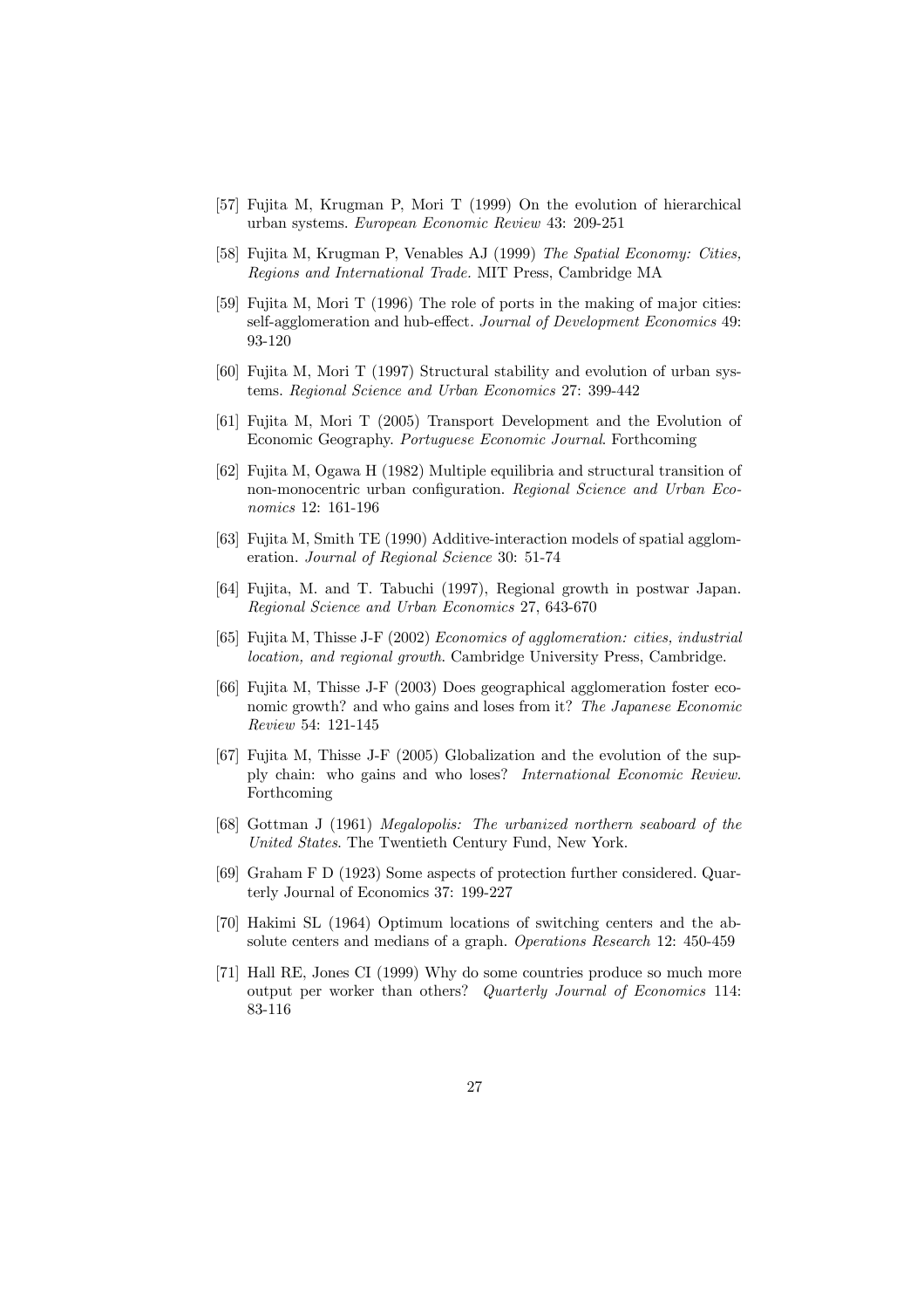[57] Fujita M, Krugman P, Mori T (1999) On the evolution of hierarchical urban systems. *European Economic Review* 43: 209-251

[58] Fujita M, Krugman P, Venables AJ (1999) *The Spatial Economy: Cities, Regions and International Trade*. MIT Press, Cambridge MA

[59] Fujita M, Mori T (1996) The role of ports in the making of major cities: self-agglomeration and hub-effect. *Journal of Development Economics* 49: 93-120

[60] Fujita M, Mori T (1997) Structural stability and evolution of urban systems. *Regional Science and Urban Economics* 27: 399-442

[61] Fujita M, Mori T (2005) Transport Development and the Evolution of Economic Geography. *Portuguese Economic Journal*. Forthcoming

[62] Fujita M, Ogawa H (1982) Multiple equilibria and structural transition of non-monocentric urban configuration. *Regional Science and Urban Economics* 12: 161-196

[63] Fujita M, Smith TE (1990) Additive-interaction models of spatial agglomeration. *Journal of Regional Science* 30: 51-74

[64] Fujita, M. and T. Tabuchi (1997), Regional growth in postwar Japan. *Regional Science and Urban Economics* 27, 643-670

[65] Fujita M, Thisse J-F (2002) *Economics of agglomeration: cities, industrial location, and regional growth*. Cambridge University Press, Cambridge.

[66] Fujita M, Thisse J-F (2003) Does geographical agglomeration foster economic growth? and who gains and loses from it? *The Japanese Economic Review* 54: 121-145

[67] Fujita M, Thisse J-F (2005) Globalization and the evolution of the supply chain: who gains and who loses? *International Economic Review*. Forthcoming

[68] Gottman J (1961) *Megalopolis: The urbanized northern seaboard of the United States*. The Twentieth Century Fund, New York.

[69] Graham F D (1923) Some aspects of protection further considered. Quarterly Journal of Economics 37: 199-227

[70] Hakimi SL (1964) Optimum locations of switching centers and the absolute centers and medians of a graph. *Operations Research* 12: 450-459

[71] Hall RE, Jones CI (1999) Why do some countries produce so much more output per worker than others? *Quarterly Journal of Economics* 114: 83-116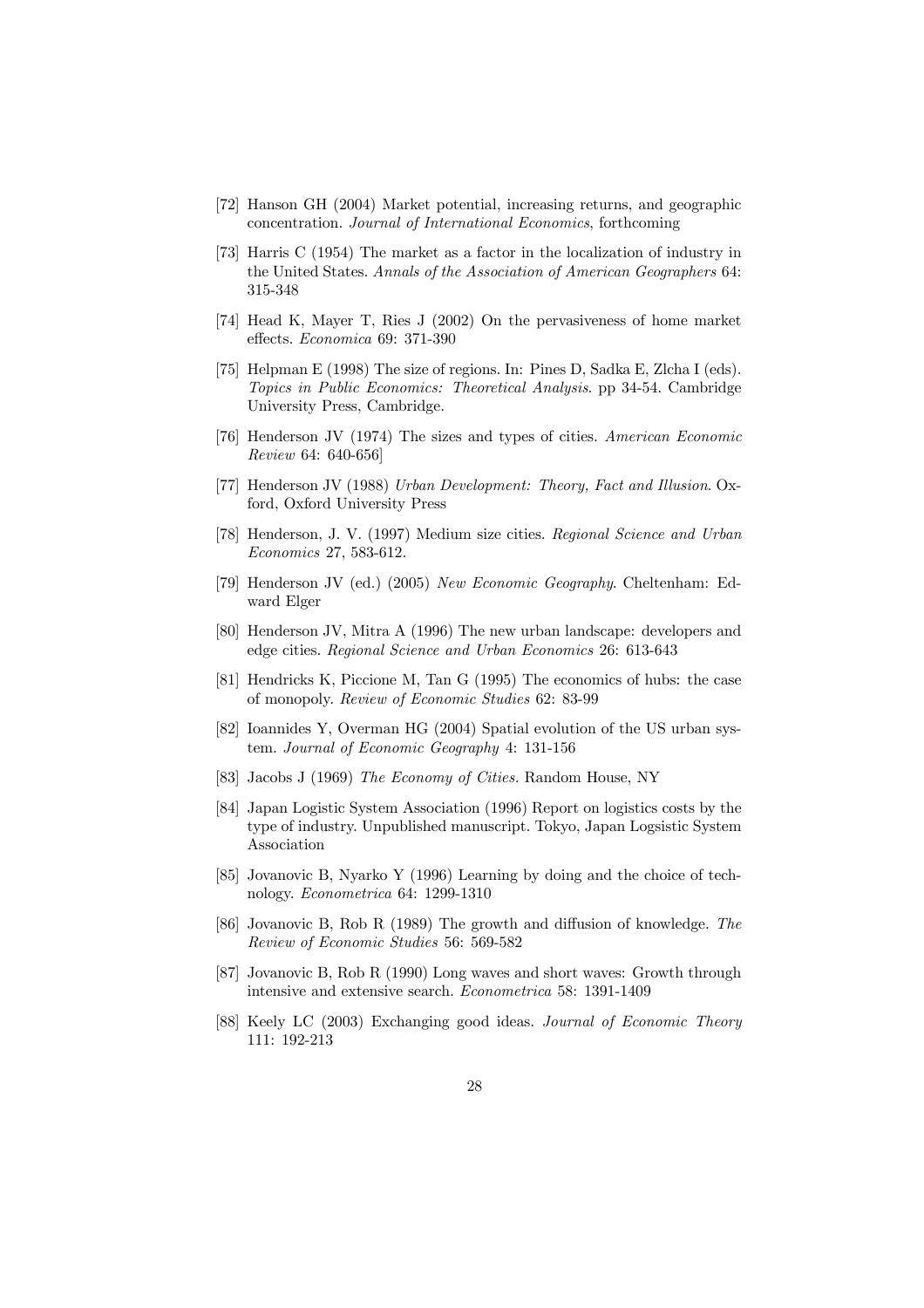[72] Hanson GH (2004) Market potential, increasing returns, and geographic concentration. *Journal of International Economics*, forthcoming

[73] Harris C (1954) The market as a factor in the localization of industry in the United States. *Annals of the Association of American Geographers* 64: 315-348

[74] Head K, Mayer T, Ries J (2002) On the pervasiveness of home market effects. *Economica* 69: 371-390

[75] Helpman E (1998) The size of regions. In: Pines D, Sadka E, Zlcha I (eds). *Topics in Public Economics: Theoretical Analysis*. pp 34-54. Cambridge University Press, Cambridge.

[76] Henderson JV (1974) The sizes and types of cities. *American Economic Review* 64: 640-656]

[77] Henderson JV (1988) *Urban Development: Theory, Fact and Illusion*. Oxford, Oxford University Press

[78] Henderson, J. V. (1997) Medium size cities. *Regional Science and Urban Economics* 27, 583-612.

[79] Henderson JV (ed.) (2005) *New Economic Geography*. Cheltenham: Edward Elger

[80] Henderson JV, Mitra A (1996) The new urban landscape: developers and edge cities. *Regional Science and Urban Economics* 26: 613-643

[81] Hendricks K, Piccione M, Tan G (1995) The economics of hubs: the case of monopoly. *Review of Economic Studies* 62: 83-99

[82] Ioannides Y, Overman HG (2004) Spatial evolution of the US urban system. *Journal of Economic Geography* 4: 131-156

[83] Jacobs J (1969) *The Economy of Cities.* Random House, NY

[84] Japan Logistic System Association (1996) Report on logistics costs by the type of industry. Unpublished manuscript. Tokyo, Japan Logsistic System Association

[85] Jovanovic B, Nyarko Y (1996) Learning by doing and the choice of technology. *Econometrica* 64: 1299-1310

[86] Jovanovic B, Rob R (1989) The growth and diffusion of knowledge. *The Review of Economic Studies* 56: 569-582

[87] Jovanovic B, Rob R (1990) Long waves and short waves: Growth through intensive and extensive search. *Econometrica* 58: 1391-1409

[88] Keely LC (2003) Exchanging good ideas. *Journal of Economic Theory* 111: 192-213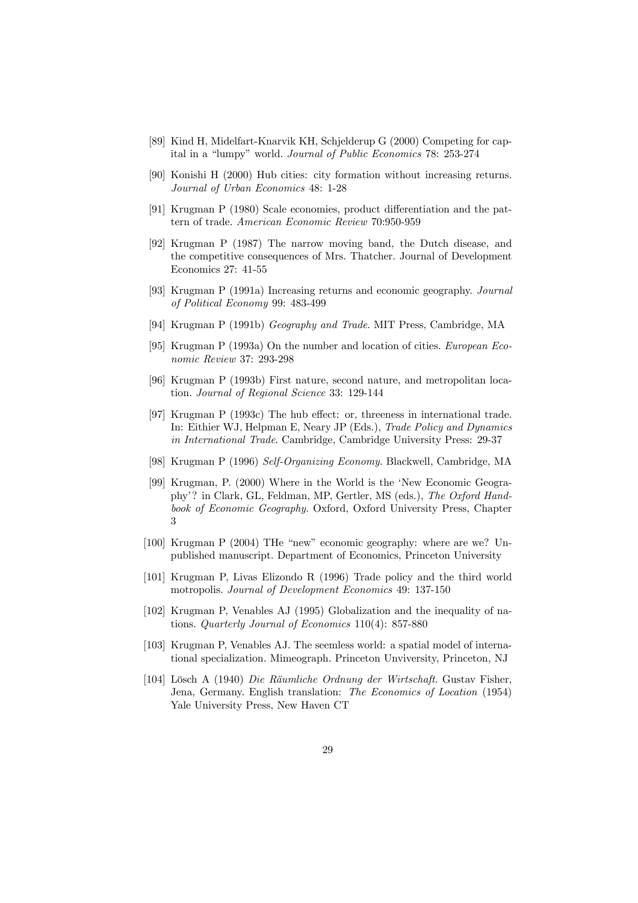[89] Kind H, Midelfart-Knarvik KH, Schjelderup G (2000) Competing for capital in a "lumpy" world. *Journal of Public Economics* 78: 253-274

[90] Konishi H (2000) Hub cities: city formation without increasing returns. *Journal of Urban Economics* 48: 1-28

[91] Krugman P (1980) Scale economies, product differentiation and the pattern of trade. *American Economic Review* 70:950-959

[92] Krugman P (1987) The narrow moving band, the Dutch disease, and the competitive consequences of Mrs. Thatcher. Journal of Development Economics 27: 41-55

[93] Krugman P (1991a) Increasing returns and economic geography. *Journal of Political Economy* 99: 483-499

[94] Krugman P (1991b) *Geography and Trade*. MIT Press, Cambridge, MA

[95] Krugman P (1993a) On the number and location of cities. *European Economic Review* 37: 293-298

[96] Krugman P (1993b) First nature, second nature, and metropolitan location. *Journal of Regional Science* 33: 129-144

[97] Krugman P (1993c) The hub effect: or, threeness in international trade. In: Eithier WJ, Helpman E, Neary JP (Eds.), *Trade Policy and Dynamics in International Trade*. Cambridge, Cambridge University Press: 29-37

[98] Krugman P (1996) *Self-Organizing Economy*. Blackwell, Cambridge, MA

[99] Krugman, P. (2000) Where in the World is the 'New Economic Geography'? in Clark, GL, Feldman, MP, Gertler, MS (eds.), *The Oxford Handbook of Economic Geography*. Oxford, Oxford University Press, Chapter 3

[100] Krugman P (2004) THe "new" economic geography: where are we? Unpublished manuscript. Department of Economics, Princeton University

[101] Krugman P, Livas Elizondo R (1996) Trade policy and the third world motropolis. *Journal of Development Economics* 49: 137-150

[102] Krugman P, Venables AJ (1995) Globalization and the inequality of nations. *Quarterly Journal of Economics* 110(4): 857-880

[103] Krugman P, Venables AJ. The seemless world: a spatial model of international specialization. Mimeograph. Princeton Unviversity, Princeton, NJ

[104] Lösch A (1940) *Die Räumliche Ordnung der Wirtschaft*. Gustav Fisher, Jena, Germany. English translation: *The Economics of Location* (1954) Yale University Press, New Haven CT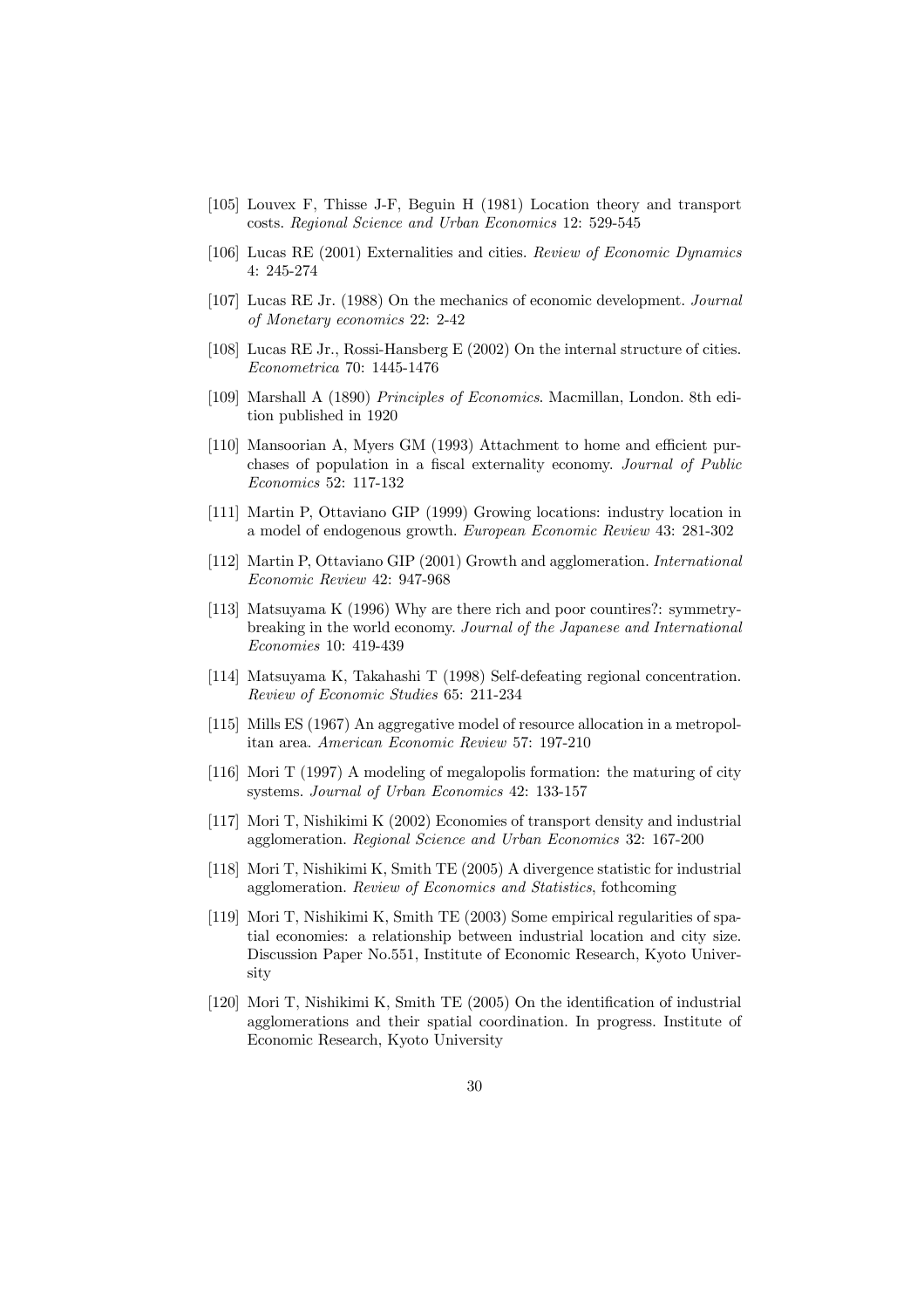[105] Louvex F, Thisse J-F, Beguin H (1981) Location theory and transport costs. *Regional Science and Urban Economics* 12: 529-545

[106] Lucas RE (2001) Externalities and cities. *Review of Economic Dynamics* 4: 245-274

[107] Lucas RE Jr. (1988) On the mechanics of economic development. *Journal of Monetary economics* 22: 2-42

[108] Lucas RE Jr., Rossi-Hansberg E (2002) On the internal structure of cities. *Econometrica* 70: 1445-1476

[109] Marshall A (1890) *Principles of Economics*. Macmillan, London. 8th edition published in 1920

[110] Mansoorian A, Myers GM (1993) Attachment to home and efficient purchases of population in a fiscal externality economy. *Journal of Public Economics* 52: 117-132

[111] Martin P, Ottaviano GIP (1999) Growing locations: industry location in a model of endogenous growth. *European Economic Review* 43: 281-302

[112] Martin P, Ottaviano GIP (2001) Growth and agglomeration. *International Economic Review* 42: 947-968

[113] Matsuyama K (1996) Why are there rich and poor countires?: symmetry-breaking in the world economy. *Journal of the Japanese and International Economies* 10: 419-439

[114] Matsuyama K, Takahashi T (1998) Self-defeating regional concentration. *Review of Economic Studies* 65: 211-234

[115] Mills ES (1967) An aggregative model of resource allocation in a metropolitan area. *American Economic Review* 57: 197-210

[116] Mori T (1997) A modeling of megalopolis formation: the maturing of city systems. *Journal of Urban Economics* 42: 133-157

[117] Mori T, Nishikimi K (2002) Economies of transport density and industrial agglomeration. *Regional Science and Urban Economics* 32: 167-200

[118] Mori T, Nishikimi K, Smith TE (2005) A divergence statistic for industrial agglomeration. *Review of Economics and Statistics*, fothcoming

[119] Mori T, Nishikimi K, Smith TE (2003) Some empirical regularities of spatial economies: a relationship between industrial location and city size. Discussion Paper No.551, Institute of Economic Research, Kyoto University

[120] Mori T, Nishikimi K, Smith TE (2005) On the identification of industrial agglomerations and their spatial coordination. In progress. Institute of Economic Research, Kyoto University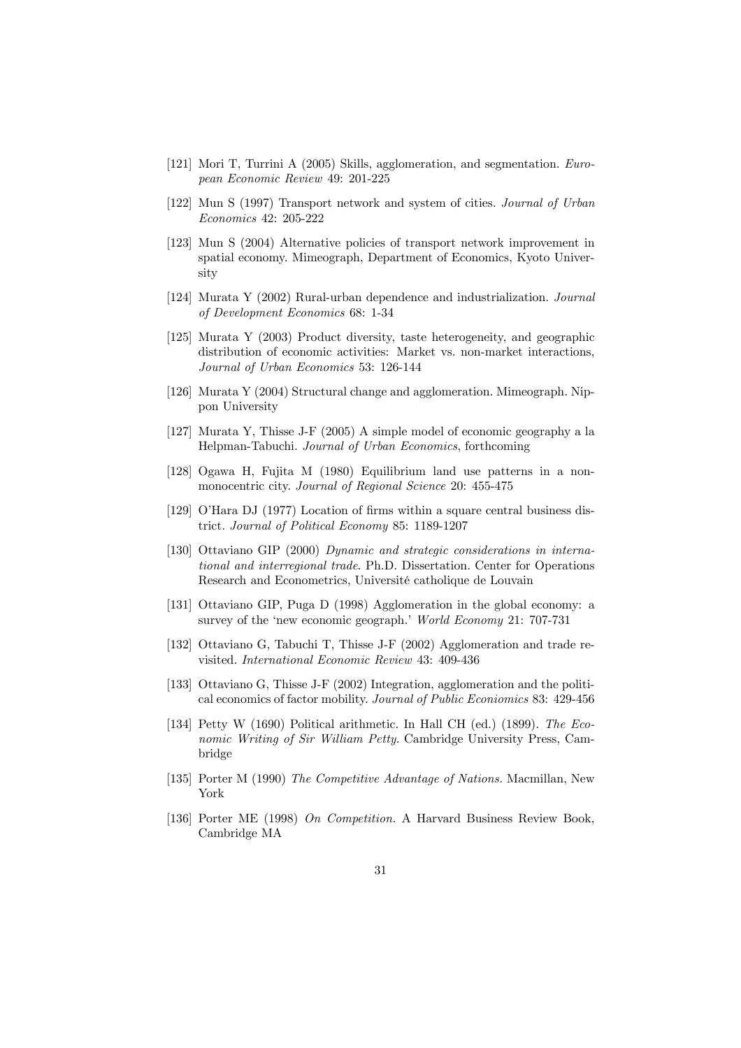- [121] Mori T, Turrini A (2005) Skills, agglomeration, and segmentation. *European Economic Review* 49: 201-225
- [122] Mun S (1997) Transport network and system of cities. *Journal of Urban Economics* 42: 205-222
- [123] Mun S (2004) Alternative policies of transport network improvement in spatial economy. Mimeograph, Department of Economics, Kyoto University
- [124] Murata Y (2002) Rural-urban dependence and industrialization. *Journal of Development Economics* 68: 1-34
- [125] Murata Y (2003) Product diversity, taste heterogeneity, and geographic distribution of economic activities: Market vs. non-market interactions, *Journal of Urban Economics* 53: 126-144
- [126] Murata Y (2004) Structural change and agglomeration. Mimeograph. Nippon University
- [127] Murata Y, Thisse J-F (2005) A simple model of economic geography a la Helpman-Tabuchi. *Journal of Urban Economics*, forthcoming
- [128] Ogawa H, Fujita M (1980) Equilibrium land use patterns in a non-monocentric city. *Journal of Regional Science* 20: 455-475
- [129] O'Hara DJ (1977) Location of firms within a square central business district. *Journal of Political Economy* 85: 1189-1207
- [130] Ottaviano GIP (2000) *Dynamic and strategic considerations in international and interregional trade*. Ph.D. Dissertation. Center for Operations Research and Econometrics, Université catholique de Louvain
- [131] Ottaviano GIP, Puga D (1998) Agglomeration in the global economy: a survey of the 'new economic geograph.' *World Economy* 21: 707-731
- [132] Ottaviano G, Tabuchi T, Thisse J-F (2002) Agglomeration and trade revisited. *International Economic Review* 43: 409-436
- [133] Ottaviano G, Thisse J-F (2002) Integration, agglomeration and the political economics of factor mobility. *Journal of Public Econiomics* 83: 429-456
- [134] Petty W (1690) Political arithmetic. In Hall CH (ed.) (1899). *The Economic Writing of Sir William Petty*. Cambridge University Press, Cambridge
- [135] Porter M (1990) *The Competitive Advantage of Nations.* Macmillan, New York
- [136] Porter ME (1998) *On Competition*. A Harvard Business Review Book, Cambridge MA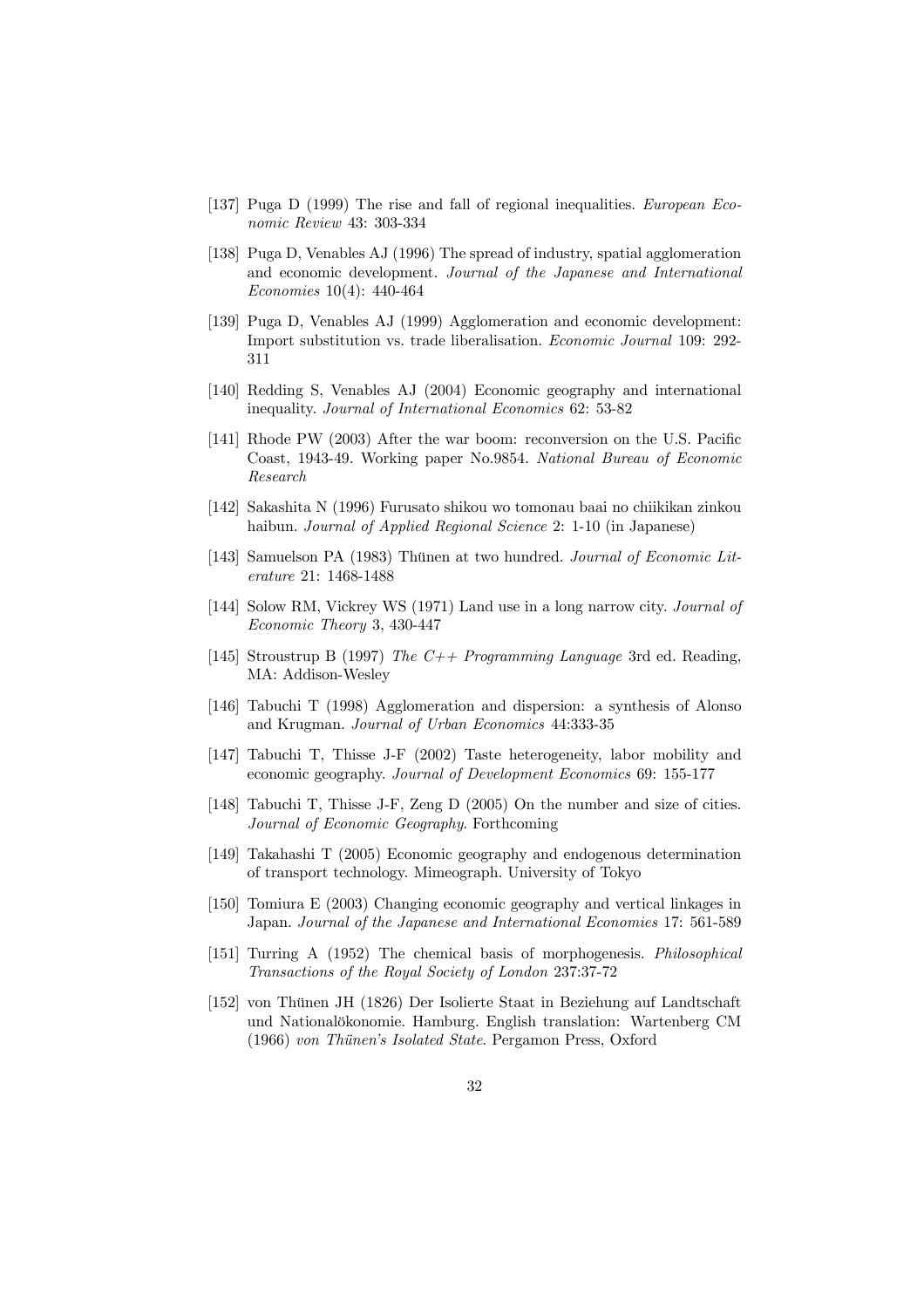[137] Puga D (1999) The rise and fall of regional inequalities. *European Economic Review* 43: 303-334

[138] Puga D, Venables AJ (1996) The spread of industry, spatial agglomeration and economic development. *Journal of the Japanese and International Economies* 10(4): 440-464

[139] Puga D, Venables AJ (1999) Agglomeration and economic development: Import substitution vs. trade liberalisation. *Economic Journal* 109: 292-311

[140] Redding S, Venables AJ (2004) Economic geography and international inequality. *Journal of International Economics* 62: 53-82

[141] Rhode PW (2003) After the war boom: reconversion on the U.S. Pacific Coast, 1943-49. Working paper No.9854. *National Bureau of Economic Research*

[142] Sakashita N (1996) Furusato shikou wo tomonau baai no chiikikan zinkou haibun. *Journal of Applied Regional Science* 2: 1-10 (in Japanese)

[143] Samuelson PA (1983) Thünen at two hundred. *Journal of Economic Literature* 21: 1468-1488

[144] Solow RM, Vickrey WS (1971) Land use in a long narrow city. *Journal of Economic Theory* 3, 430-447

[145] Stroustrup B (1997) *The C++ Programming Language* 3rd ed. Reading, MA: Addison-Wesley

[146] Tabuchi T (1998) Agglomeration and dispersion: a synthesis of Alonso and Krugman. *Journal of Urban Economics* 44:333-35

[147] Tabuchi T, Thisse J-F (2002) Taste heterogeneity, labor mobility and economic geography. *Journal of Development Economics* 69: 155-177

[148] Tabuchi T, Thisse J-F, Zeng D (2005) On the number and size of cities. *Journal of Economic Geography*. Forthcoming

[149] Takahashi T (2005) Economic geography and endogenous determination of transport technology. Mimeograph. University of Tokyo

[150] Tomiura E (2003) Changing economic geography and vertical linkages in Japan. *Journal of the Japanese and International Economies* 17: 561-589

[151] Turring A (1952) The chemical basis of morphogenesis. *Philosophical Transactions of the Royal Society of London* 237:37-72

[152] von Thünen JH (1826) Der Isolierte Staat in Beziehung auf Landtschaft und Nationalökonomie. Hamburg. English translation: Wartenberg CM (1966) *von Thünen's Isolated State*. Pergamon Press, Oxford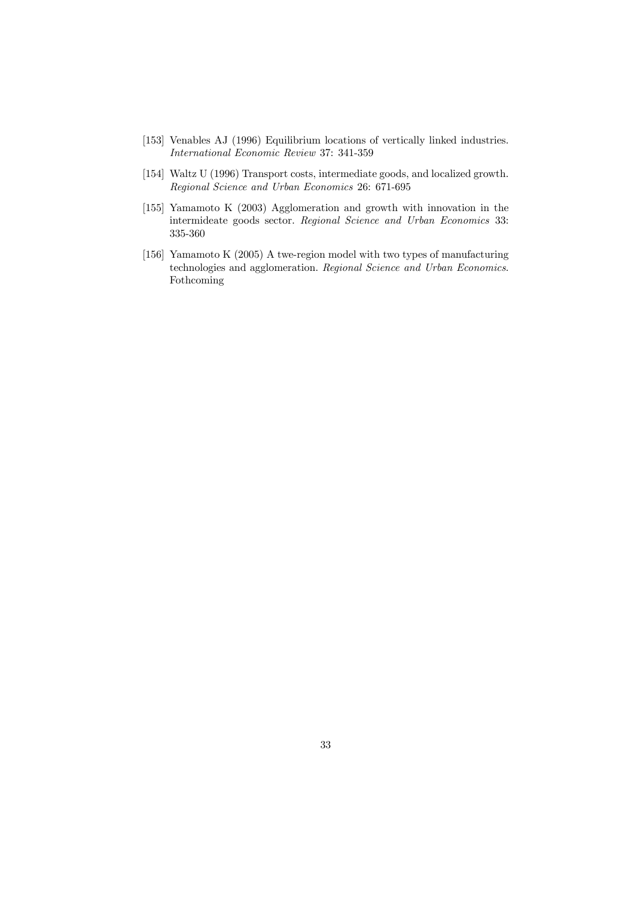[153] Venables AJ (1996) Equilibrium locations of vertically linked industries. *International Economic Review* 37: 341-359

[154] Waltz U (1996) Transport costs, intermediate goods, and localized growth. *Regional Science and Urban Economics* 26: 671-695

[155] Yamamoto K (2003) Agglomeration and growth with innovation in the intermideate goods sector. *Regional Science and Urban Economics* 33: 335-360

[156] Yamamoto K (2005) A twe-region model with two types of manufacturing technologies and agglomeration. *Regional Science and Urban Economics*. Fothcoming